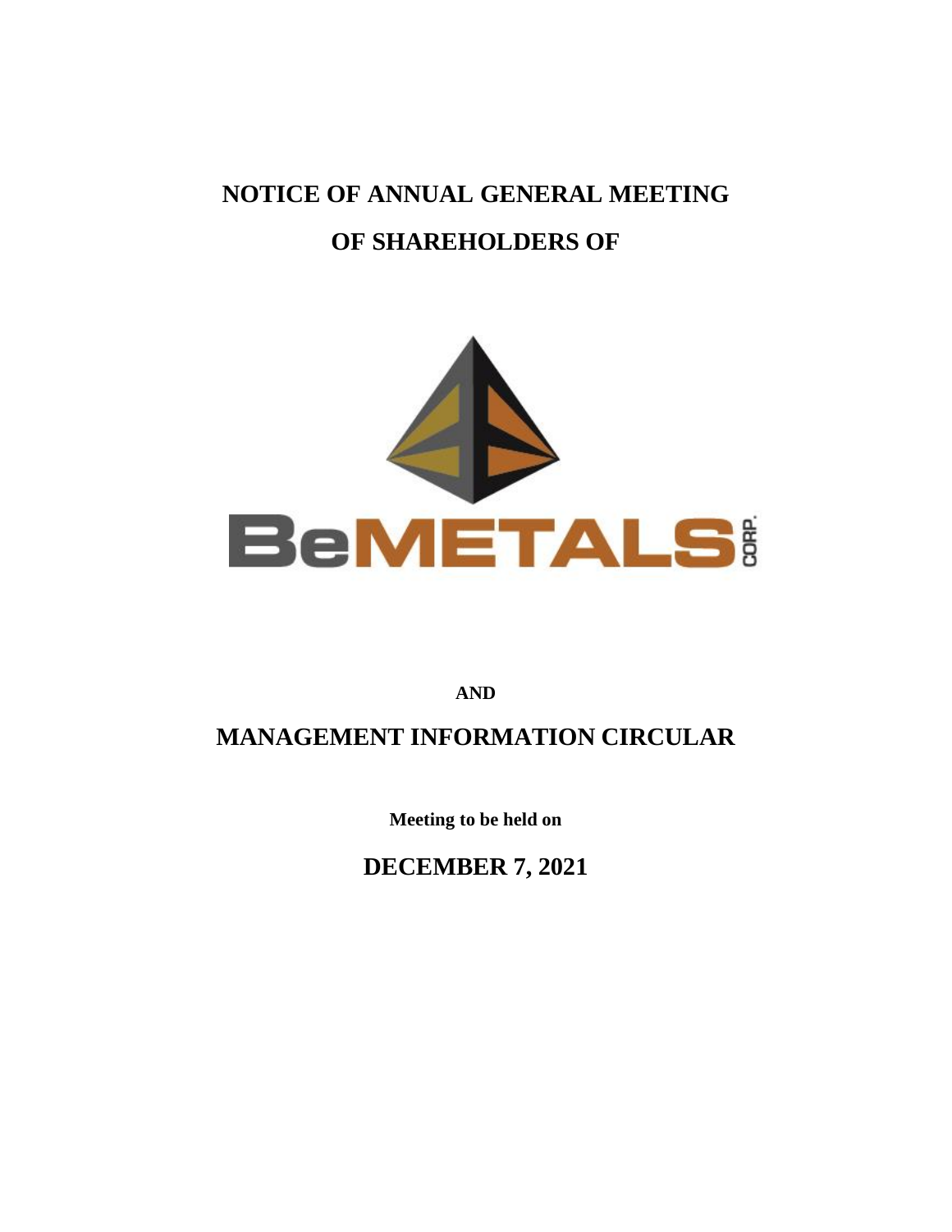# NOTICE OF ANNUAL GENERAL MEETING

# OF SHAREHOLDERS OF

BeMETALS CORP.

**AND**

# MANAGEMENT INFORMATION CIRCULAR

**Meeting to be held on**

## DECEMBER 7, 2021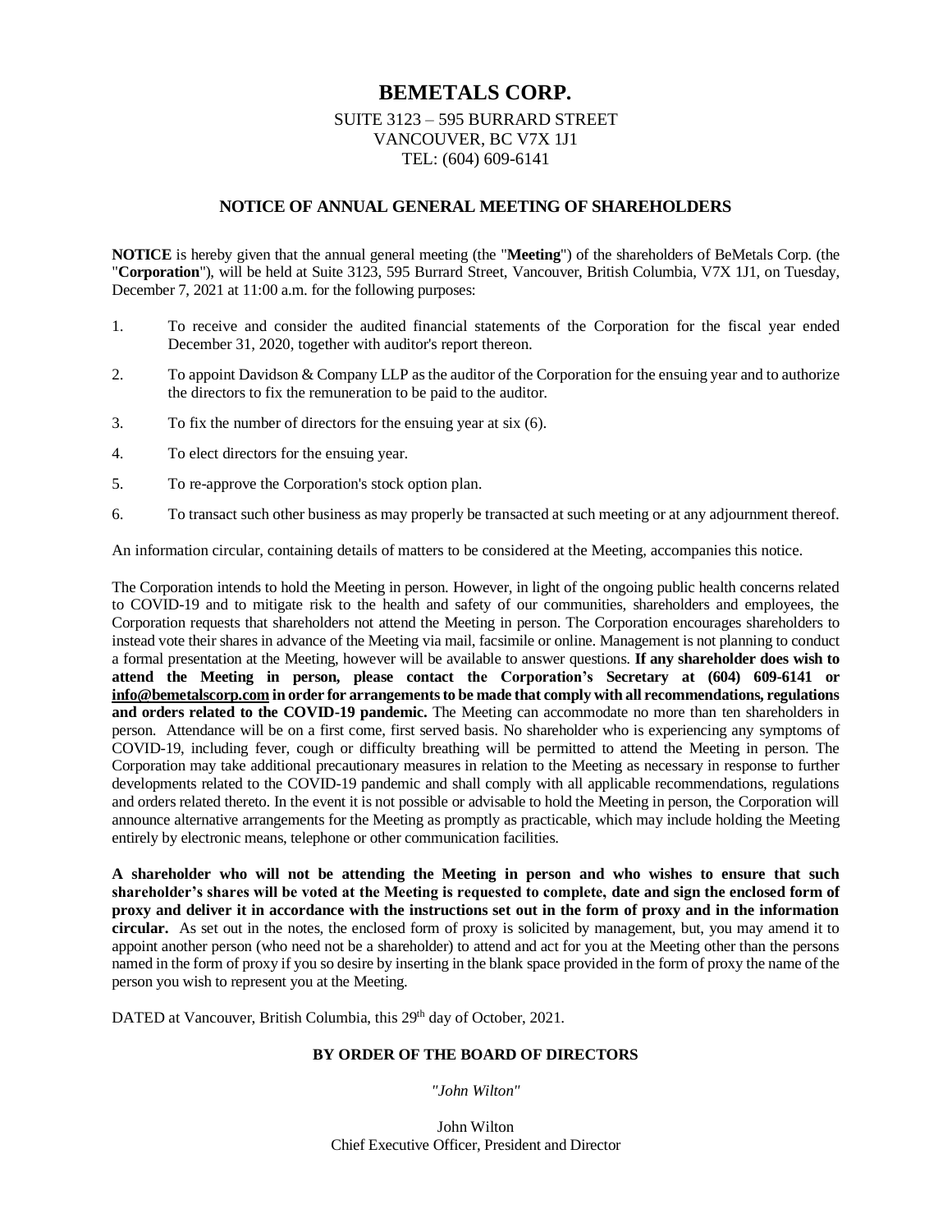# BEMETALS CORP.

SUITE 3123 – 595 BURRARD STREET
VANCOUVER, BC V7X 1J1
TEL: (604) 609-6141

## NOTICE OF ANNUAL GENERAL MEETING OF SHAREHOLDERS

**NOTICE** is hereby given that the annual general meeting (the "**Meeting**") of the shareholders of BeMetals Corp. (the "**Corporation**"), will be held at Suite 3123, 595 Burrard Street, Vancouver, British Columbia, V7X 1J1, on Tuesday, December 7, 2021 at 11:00 a.m. for the following purposes:

1. To receive and consider the audited financial statements of the Corporation for the fiscal year ended December 31, 2020, together with auditor's report thereon.
2. To appoint Davidson & Company LLP as the auditor of the Corporation for the ensuing year and to authorize the directors to fix the remuneration to be paid to the auditor.
3. To fix the number of directors for the ensuing year at six (6).
4. To elect directors for the ensuing year.
5. To re-approve the Corporation's stock option plan.
6. To transact such other business as may properly be transacted at such meeting or at any adjournment thereof.

An information circular, containing details of matters to be considered at the Meeting, accompanies this notice.

The Corporation intends to hold the Meeting in person. However, in light of the ongoing public health concerns related to COVID-19 and to mitigate risk to the health and safety of our communities, shareholders and employees, the Corporation requests that shareholders not attend the Meeting in person. The Corporation encourages shareholders to instead vote their shares in advance of the Meeting via mail, facsimile or online. Management is not planning to conduct a formal presentation at the Meeting, however will be available to answer questions. **If any shareholder does wish to attend the Meeting in person, please contact the Corporation's Secretary at (604) 609-6141 or info@bemetalscorp.com in order for arrangements to be made that comply with all recommendations, regulations and orders related to the COVID-19 pandemic.** The Meeting can accommodate no more than ten shareholders in person. Attendance will be on a first come, first served basis. No shareholder who is experiencing any symptoms of COVID-19, including fever, cough or difficulty breathing will be permitted to attend the Meeting in person. The Corporation may take additional precautionary measures in relation to the Meeting as necessary in response to further developments related to the COVID-19 pandemic and shall comply with all applicable recommendations, regulations and orders related thereto. In the event it is not possible or advisable to hold the Meeting in person, the Corporation will announce alternative arrangements for the Meeting as promptly as practicable, which may include holding the Meeting entirely by electronic means, telephone or other communication facilities.

**A shareholder who will not be attending the Meeting in person and who wishes to ensure that such shareholder's shares will be voted at the Meeting is requested to complete, date and sign the enclosed form of proxy and deliver it in accordance with the instructions set out in the form of proxy and in the information circular.** As set out in the notes, the enclosed form of proxy is solicited by management, but, you may amend it to appoint another person (who need not be a shareholder) to attend and act for you at the Meeting other than the persons named in the form of proxy if you so desire by inserting in the blank space provided in the form of proxy the name of the person you wish to represent you at the Meeting.

DATED at Vancouver, British Columbia, this 29th day of October, 2021.

**BY ORDER OF THE BOARD OF DIRECTORS**

*"John Wilton"*

John Wilton
Chief Executive Officer, President and Director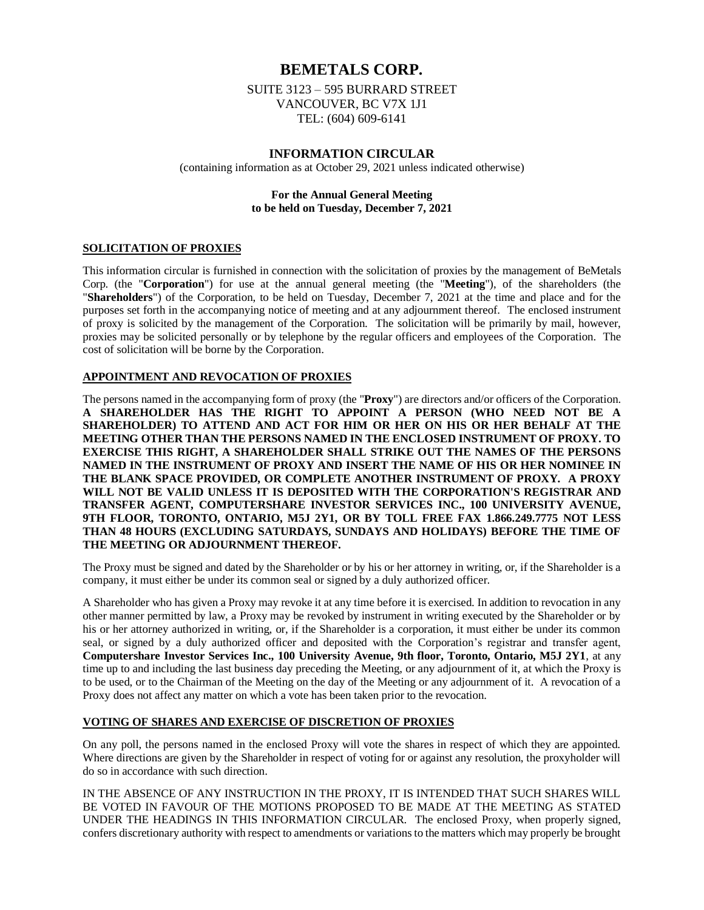# BEMETALS CORP.

SUITE 3123 – 595 BURRARD STREET
VANCOUVER, BC V7X 1J1
TEL: (604) 609-6141

## INFORMATION CIRCULAR

(containing information as at October 29, 2021 unless indicated otherwise)

**For the Annual General Meeting to be held on Tuesday, December 7, 2021**

### SOLICITATION OF PROXIES

This information circular is furnished in connection with the solicitation of proxies by the management of BeMetals Corp. (the "**Corporation**") for use at the annual general meeting (the "**Meeting**"), of the shareholders (the "**Shareholders**") of the Corporation, to be held on Tuesday, December 7, 2021 at the time and place and for the purposes set forth in the accompanying notice of meeting and at any adjournment thereof. The enclosed instrument of proxy is solicited by the management of the Corporation. The solicitation will be primarily by mail, however, proxies may be solicited personally or by telephone by the regular officers and employees of the Corporation. The cost of solicitation will be borne by the Corporation.

### APPOINTMENT AND REVOCATION OF PROXIES

The persons named in the accompanying form of proxy (the "**Proxy**") are directors and/or officers of the Corporation. **A SHAREHOLDER HAS THE RIGHT TO APPOINT A PERSON (WHO NEED NOT BE A SHAREHOLDER) TO ATTEND AND ACT FOR HIM OR HER ON HIS OR HER BEHALF AT THE MEETING OTHER THAN THE PERSONS NAMED IN THE ENCLOSED INSTRUMENT OF PROXY. TO EXERCISE THIS RIGHT, A SHAREHOLDER SHALL STRIKE OUT THE NAMES OF THE PERSONS NAMED IN THE INSTRUMENT OF PROXY AND INSERT THE NAME OF HIS OR HER NOMINEE IN THE BLANK SPACE PROVIDED, OR COMPLETE ANOTHER INSTRUMENT OF PROXY. A PROXY WILL NOT BE VALID UNLESS IT IS DEPOSITED WITH THE CORPORATION'S REGISTRAR AND TRANSFER AGENT, COMPUTERSHARE INVESTOR SERVICES INC., 100 UNIVERSITY AVENUE, 9TH FLOOR, TORONTO, ONTARIO, M5J 2Y1, OR BY TOLL FREE FAX 1.866.249.7775 NOT LESS THAN 48 HOURS (EXCLUDING SATURDAYS, SUNDAYS AND HOLIDAYS) BEFORE THE TIME OF THE MEETING OR ADJOURNMENT THEREOF.**

The Proxy must be signed and dated by the Shareholder or by his or her attorney in writing, or, if the Shareholder is a company, it must either be under its common seal or signed by a duly authorized officer.

A Shareholder who has given a Proxy may revoke it at any time before it is exercised. In addition to revocation in any other manner permitted by law, a Proxy may be revoked by instrument in writing executed by the Shareholder or by his or her attorney authorized in writing, or, if the Shareholder is a corporation, it must either be under its common seal, or signed by a duly authorized officer and deposited with the Corporation's registrar and transfer agent, **Computershare Investor Services Inc., 100 University Avenue, 9th floor, Toronto, Ontario, M5J 2Y1**, at any time up to and including the last business day preceding the Meeting, or any adjournment of it, at which the Proxy is to be used, or to the Chairman of the Meeting on the day of the Meeting or any adjournment of it. A revocation of a Proxy does not affect any matter on which a vote has been taken prior to the revocation.

### VOTING OF SHARES AND EXERCISE OF DISCRETION OF PROXIES

On any poll, the persons named in the enclosed Proxy will vote the shares in respect of which they are appointed. Where directions are given by the Shareholder in respect of voting for or against any resolution, the proxyholder will do so in accordance with such direction.

IN THE ABSENCE OF ANY INSTRUCTION IN THE PROXY, IT IS INTENDED THAT SUCH SHARES WILL BE VOTED IN FAVOUR OF THE MOTIONS PROPOSED TO BE MADE AT THE MEETING AS STATED UNDER THE HEADINGS IN THIS INFORMATION CIRCULAR. The enclosed Proxy, when properly signed, confers discretionary authority with respect to amendments or variations to the matters which may properly be brought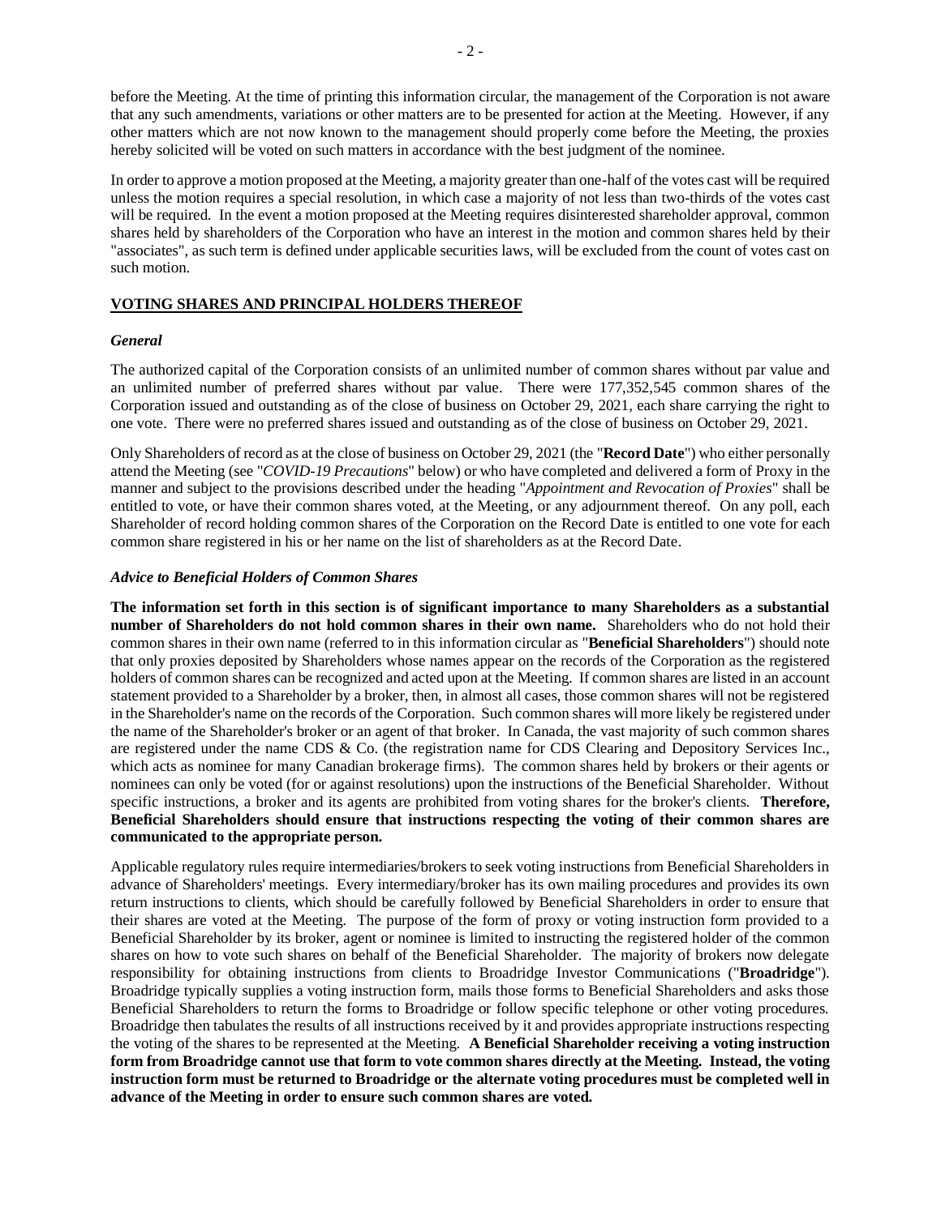before the Meeting. At the time of printing this information circular, the management of the Corporation is not aware that any such amendments, variations or other matters are to be presented for action at the Meeting. However, if any other matters which are not now known to the management should properly come before the Meeting, the proxies hereby solicited will be voted on such matters in accordance with the best judgment of the nominee.

In order to approve a motion proposed at the Meeting, a majority greater than one-half of the votes cast will be required unless the motion requires a special resolution, in which case a majority of not less than two-thirds of the votes cast will be required. In the event a motion proposed at the Meeting requires disinterested shareholder approval, common shares held by shareholders of the Corporation who have an interest in the motion and common shares held by their "associates", as such term is defined under applicable securities laws, will be excluded from the count of votes cast on such motion.

## VOTING SHARES AND PRINCIPAL HOLDERS THEREOF

### *General*

The authorized capital of the Corporation consists of an unlimited number of common shares without par value and an unlimited number of preferred shares without par value. There were 177,352,545 common shares of the Corporation issued and outstanding as of the close of business on October 29, 2021, each share carrying the right to one vote. There were no preferred shares issued and outstanding as of the close of business on October 29, 2021.

Only Shareholders of record as at the close of business on October 29, 2021 (the "**Record Date**") who either personally attend the Meeting (see "*COVID-19 Precautions*" below) or who have completed and delivered a form of Proxy in the manner and subject to the provisions described under the heading "*Appointment and Revocation of Proxies*" shall be entitled to vote, or have their common shares voted, at the Meeting, or any adjournment thereof. On any poll, each Shareholder of record holding common shares of the Corporation on the Record Date is entitled to one vote for each common share registered in his or her name on the list of shareholders as at the Record Date.

### *Advice to Beneficial Holders of Common Shares*

**The information set forth in this section is of significant importance to many Shareholders as a substantial number of Shareholders do not hold common shares in their own name.** Shareholders who do not hold their common shares in their own name (referred to in this information circular as "**Beneficial Shareholders**") should note that only proxies deposited by Shareholders whose names appear on the records of the Corporation as the registered holders of common shares can be recognized and acted upon at the Meeting. If common shares are listed in an account statement provided to a Shareholder by a broker, then, in almost all cases, those common shares will not be registered in the Shareholder's name on the records of the Corporation. Such common shares will more likely be registered under the name of the Shareholder's broker or an agent of that broker. In Canada, the vast majority of such common shares are registered under the name CDS & Co. (the registration name for CDS Clearing and Depository Services Inc., which acts as nominee for many Canadian brokerage firms). The common shares held by brokers or their agents or nominees can only be voted (for or against resolutions) upon the instructions of the Beneficial Shareholder. Without specific instructions, a broker and its agents are prohibited from voting shares for the broker's clients. **Therefore, Beneficial Shareholders should ensure that instructions respecting the voting of their common shares are communicated to the appropriate person.**

Applicable regulatory rules require intermediaries/brokers to seek voting instructions from Beneficial Shareholders in advance of Shareholders' meetings. Every intermediary/broker has its own mailing procedures and provides its own return instructions to clients, which should be carefully followed by Beneficial Shareholders in order to ensure that their shares are voted at the Meeting. The purpose of the form of proxy or voting instruction form provided to a Beneficial Shareholder by its broker, agent or nominee is limited to instructing the registered holder of the common shares on how to vote such shares on behalf of the Beneficial Shareholder. The majority of brokers now delegate responsibility for obtaining instructions from clients to Broadridge Investor Communications ("**Broadridge**"). Broadridge typically supplies a voting instruction form, mails those forms to Beneficial Shareholders and asks those Beneficial Shareholders to return the forms to Broadridge or follow specific telephone or other voting procedures. Broadridge then tabulates the results of all instructions received by it and provides appropriate instructions respecting the voting of the shares to be represented at the Meeting. **A Beneficial Shareholder receiving a voting instruction form from Broadridge cannot use that form to vote common shares directly at the Meeting. Instead, the voting instruction form must be returned to Broadridge or the alternate voting procedures must be completed well in advance of the Meeting in order to ensure such common shares are voted.**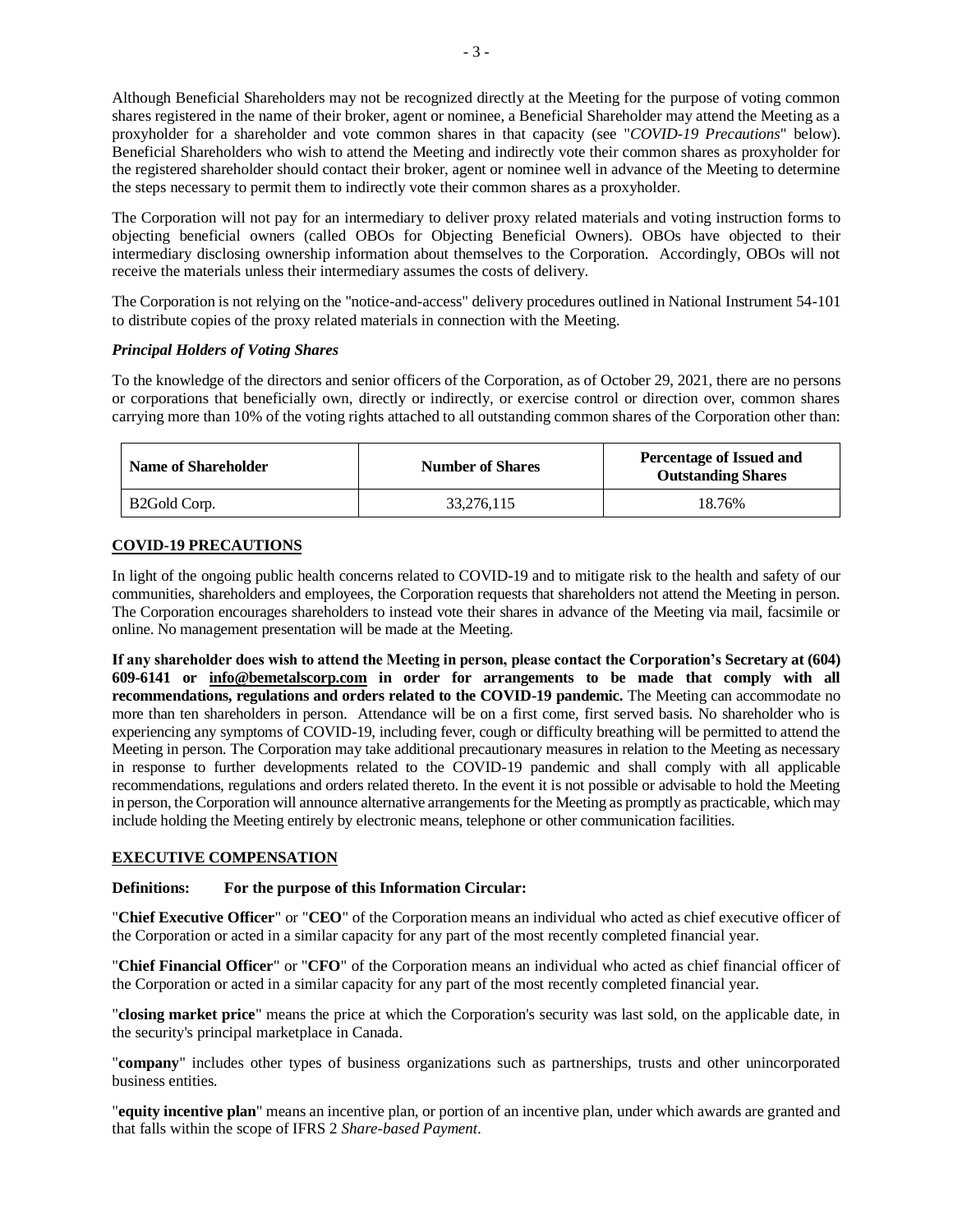Although Beneficial Shareholders may not be recognized directly at the Meeting for the purpose of voting common shares registered in the name of their broker, agent or nominee, a Beneficial Shareholder may attend the Meeting as a proxyholder for a shareholder and vote common shares in that capacity (see "*COVID-19 Precautions*" below). Beneficial Shareholders who wish to attend the Meeting and indirectly vote their common shares as proxyholder for the registered shareholder should contact their broker, agent or nominee well in advance of the Meeting to determine the steps necessary to permit them to indirectly vote their common shares as a proxyholder.

The Corporation will not pay for an intermediary to deliver proxy related materials and voting instruction forms to objecting beneficial owners (called OBOs for Objecting Beneficial Owners). OBOs have objected to their intermediary disclosing ownership information about themselves to the Corporation. Accordingly, OBOs will not receive the materials unless their intermediary assumes the costs of delivery.

The Corporation is not relying on the "notice-and-access" delivery procedures outlined in National Instrument 54-101 to distribute copies of the proxy related materials in connection with the Meeting.

***Principal Holders of Voting Shares***

To the knowledge of the directors and senior officers of the Corporation, as of October 29, 2021, there are no persons or corporations that beneficially own, directly or indirectly, or exercise control or direction over, common shares carrying more than 10% of the voting rights attached to all outstanding common shares of the Corporation other than:

| Name of Shareholder | Number of Shares | Percentage of Issued and Outstanding Shares |
|---|---|---|
| B2Gold Corp. | 33,276,115 | 18.76% |

## COVID-19 PRECAUTIONS

In light of the ongoing public health concerns related to COVID-19 and to mitigate risk to the health and safety of our communities, shareholders and employees, the Corporation requests that shareholders not attend the Meeting in person. The Corporation encourages shareholders to instead vote their shares in advance of the Meeting via mail, facsimile or online. No management presentation will be made at the Meeting.

**If any shareholder does wish to attend the Meeting in person, please contact the Corporation's Secretary at (604) 609-6141 or info@bemetalscorp.com in order for arrangements to be made that comply with all recommendations, regulations and orders related to the COVID-19 pandemic.** The Meeting can accommodate no more than ten shareholders in person. Attendance will be on a first come, first served basis. No shareholder who is experiencing any symptoms of COVID-19, including fever, cough or difficulty breathing will be permitted to attend the Meeting in person. The Corporation may take additional precautionary measures in relation to the Meeting as necessary in response to further developments related to the COVID-19 pandemic and shall comply with all applicable recommendations, regulations and orders related thereto. In the event it is not possible or advisable to hold the Meeting in person, the Corporation will announce alternative arrangements for the Meeting as promptly as practicable, which may include holding the Meeting entirely by electronic means, telephone or other communication facilities.

## EXECUTIVE COMPENSATION

**Definitions: For the purpose of this Information Circular:**

"**Chief Executive Officer**" or "**CEO**" of the Corporation means an individual who acted as chief executive officer of the Corporation or acted in a similar capacity for any part of the most recently completed financial year.

"**Chief Financial Officer**" or "**CFO**" of the Corporation means an individual who acted as chief financial officer of the Corporation or acted in a similar capacity for any part of the most recently completed financial year.

"**closing market price**" means the price at which the Corporation's security was last sold, on the applicable date, in the security's principal marketplace in Canada.

"**company**" includes other types of business organizations such as partnerships, trusts and other unincorporated business entities.

"**equity incentive plan**" means an incentive plan, or portion of an incentive plan, under which awards are granted and that falls within the scope of IFRS 2 *Share-based Payment*.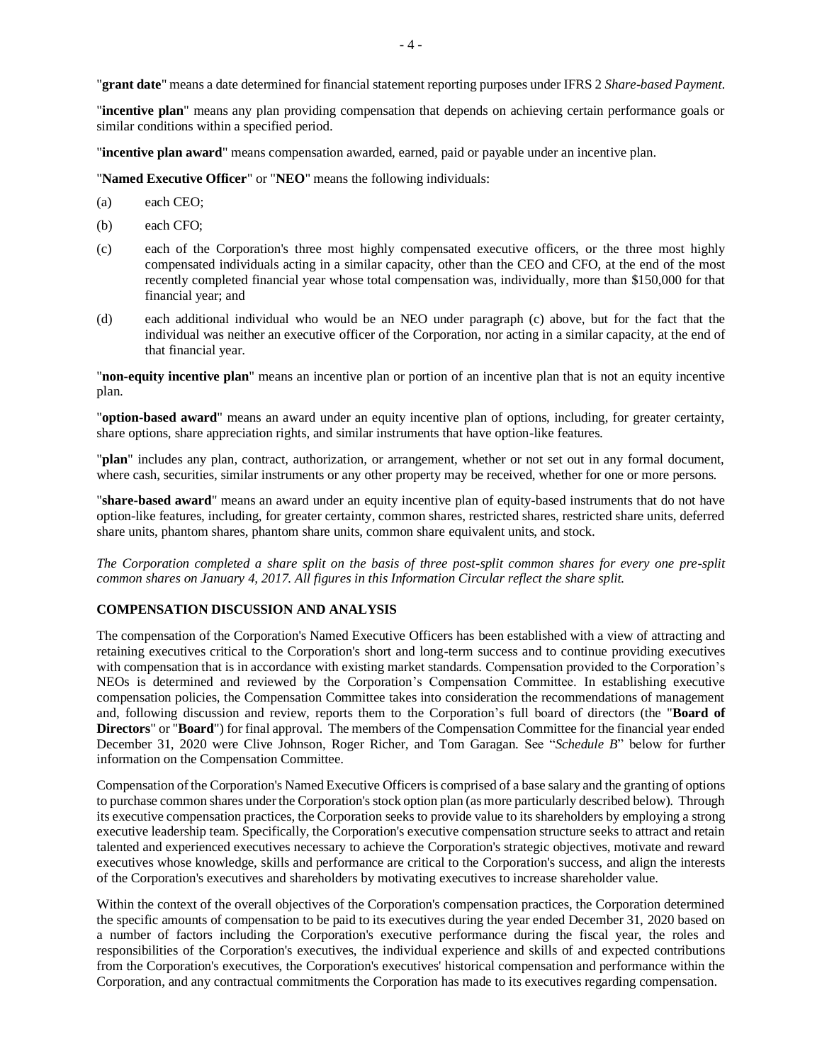"**grant date**" means a date determined for financial statement reporting purposes under IFRS 2 *Share-based Payment*.

"**incentive plan**" means any plan providing compensation that depends on achieving certain performance goals or similar conditions within a specified period.

"**incentive plan award**" means compensation awarded, earned, paid or payable under an incentive plan.

"**Named Executive Officer**" or "**NEO**" means the following individuals:

(a) each CEO;

(b) each CFO;

(c) each of the Corporation's three most highly compensated executive officers, or the three most highly compensated individuals acting in a similar capacity, other than the CEO and CFO, at the end of the most recently completed financial year whose total compensation was, individually, more than $150,000 for that financial year; and

(d) each additional individual who would be an NEO under paragraph (c) above, but for the fact that the individual was neither an executive officer of the Corporation, nor acting in a similar capacity, at the end of that financial year.

"**non-equity incentive plan**" means an incentive plan or portion of an incentive plan that is not an equity incentive plan.

"**option-based award**" means an award under an equity incentive plan of options, including, for greater certainty, share options, share appreciation rights, and similar instruments that have option-like features.

"**plan**" includes any plan, contract, authorization, or arrangement, whether or not set out in any formal document, where cash, securities, similar instruments or any other property may be received, whether for one or more persons.

"**share-based award**" means an award under an equity incentive plan of equity-based instruments that do not have option-like features, including, for greater certainty, common shares, restricted shares, restricted share units, deferred share units, phantom shares, phantom share units, common share equivalent units, and stock.

*The Corporation completed a share split on the basis of three post-split common shares for every one pre-split common shares on January 4, 2017. All figures in this Information Circular reflect the share split.*

## COMPENSATION DISCUSSION AND ANALYSIS

The compensation of the Corporation's Named Executive Officers has been established with a view of attracting and retaining executives critical to the Corporation's short and long-term success and to continue providing executives with compensation that is in accordance with existing market standards. Compensation provided to the Corporation's NEOs is determined and reviewed by the Corporation's Compensation Committee. In establishing executive compensation policies, the Compensation Committee takes into consideration the recommendations of management and, following discussion and review, reports them to the Corporation's full board of directors (the "**Board of Directors**" or "**Board**") for final approval. The members of the Compensation Committee for the financial year ended December 31, 2020 were Clive Johnson, Roger Richer, and Tom Garagan. See "*Schedule B*" below for further information on the Compensation Committee.

Compensation of the Corporation's Named Executive Officers is comprised of a base salary and the granting of options to purchase common shares under the Corporation's stock option plan (as more particularly described below). Through its executive compensation practices, the Corporation seeks to provide value to its shareholders by employing a strong executive leadership team. Specifically, the Corporation's executive compensation structure seeks to attract and retain talented and experienced executives necessary to achieve the Corporation's strategic objectives, motivate and reward executives whose knowledge, skills and performance are critical to the Corporation's success, and align the interests of the Corporation's executives and shareholders by motivating executives to increase shareholder value.

Within the context of the overall objectives of the Corporation's compensation practices, the Corporation determined the specific amounts of compensation to be paid to its executives during the year ended December 31, 2020 based on a number of factors including the Corporation's executive performance during the fiscal year, the roles and responsibilities of the Corporation's executives, the individual experience and skills of and expected contributions from the Corporation's executives, the Corporation's executives' historical compensation and performance within the Corporation, and any contractual commitments the Corporation has made to its executives regarding compensation.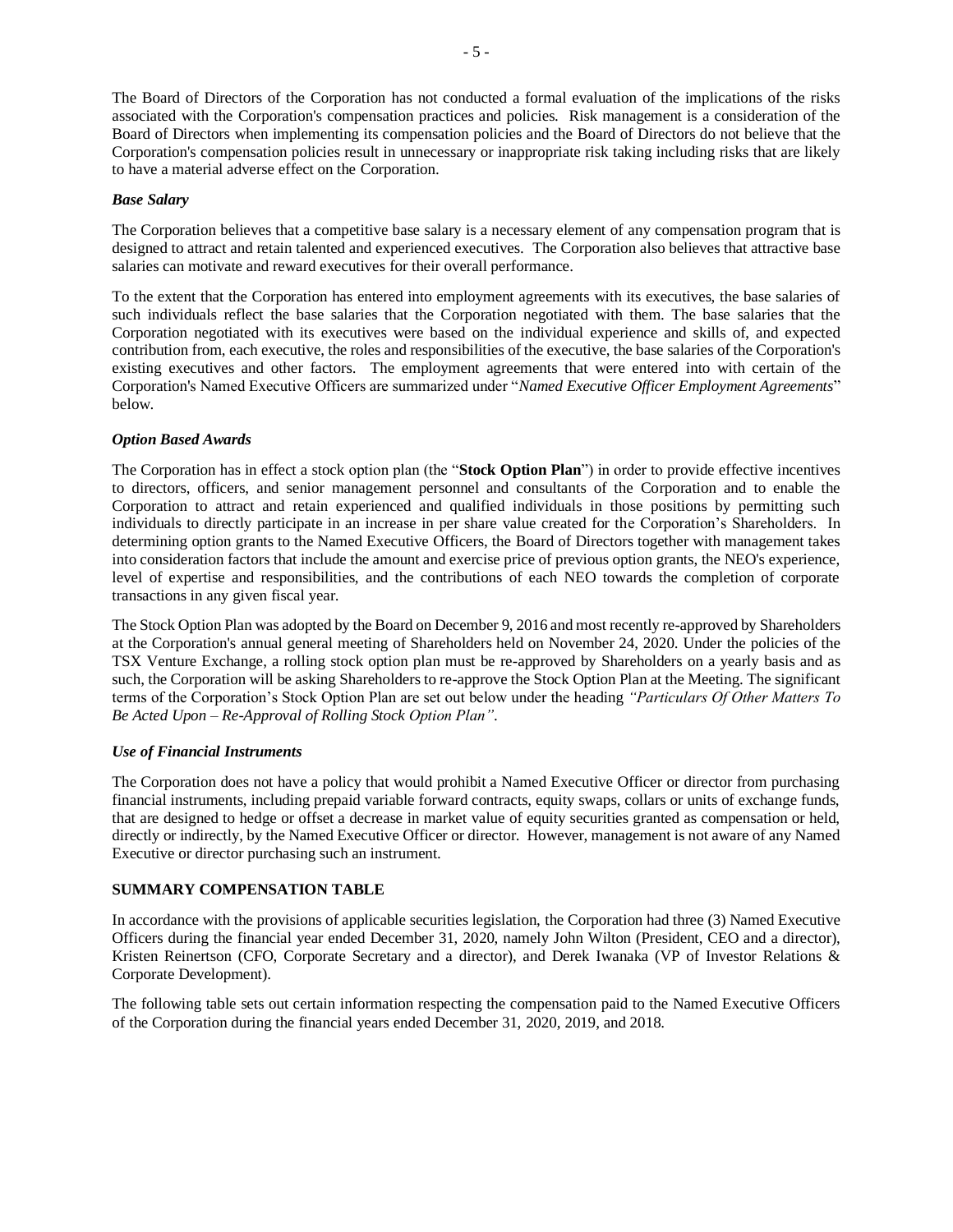The Board of Directors of the Corporation has not conducted a formal evaluation of the implications of the risks associated with the Corporation's compensation practices and policies. Risk management is a consideration of the Board of Directors when implementing its compensation policies and the Board of Directors do not believe that the Corporation's compensation policies result in unnecessary or inappropriate risk taking including risks that are likely to have a material adverse effect on the Corporation.

***Base Salary***

The Corporation believes that a competitive base salary is a necessary element of any compensation program that is designed to attract and retain talented and experienced executives. The Corporation also believes that attractive base salaries can motivate and reward executives for their overall performance.

To the extent that the Corporation has entered into employment agreements with its executives, the base salaries of such individuals reflect the base salaries that the Corporation negotiated with them. The base salaries that the Corporation negotiated with its executives were based on the individual experience and skills of, and expected contribution from, each executive, the roles and responsibilities of the executive, the base salaries of the Corporation's existing executives and other factors. The employment agreements that were entered into with certain of the Corporation's Named Executive Officers are summarized under "*Named Executive Officer Employment Agreements*" below.

***Option Based Awards***

The Corporation has in effect a stock option plan (the "**Stock Option Plan**") in order to provide effective incentives to directors, officers, and senior management personnel and consultants of the Corporation and to enable the Corporation to attract and retain experienced and qualified individuals in those positions by permitting such individuals to directly participate in an increase in per share value created for the Corporation's Shareholders. In determining option grants to the Named Executive Officers, the Board of Directors together with management takes into consideration factors that include the amount and exercise price of previous option grants, the NEO's experience, level of expertise and responsibilities, and the contributions of each NEO towards the completion of corporate transactions in any given fiscal year.

The Stock Option Plan was adopted by the Board on December 9, 2016 and most recently re-approved by Shareholders at the Corporation's annual general meeting of Shareholders held on November 24, 2020. Under the policies of the TSX Venture Exchange, a rolling stock option plan must be re-approved by Shareholders on a yearly basis and as such, the Corporation will be asking Shareholders to re-approve the Stock Option Plan at the Meeting. The significant terms of the Corporation's Stock Option Plan are set out below under the heading *"Particulars Of Other Matters To Be Acted Upon – Re-Approval of Rolling Stock Option Plan"*.

***Use of Financial Instruments***

The Corporation does not have a policy that would prohibit a Named Executive Officer or director from purchasing financial instruments, including prepaid variable forward contracts, equity swaps, collars or units of exchange funds, that are designed to hedge or offset a decrease in market value of equity securities granted as compensation or held, directly or indirectly, by the Named Executive Officer or director. However, management is not aware of any Named Executive or director purchasing such an instrument.

**SUMMARY COMPENSATION TABLE**

In accordance with the provisions of applicable securities legislation, the Corporation had three (3) Named Executive Officers during the financial year ended December 31, 2020, namely John Wilton (President, CEO and a director), Kristen Reinertson (CFO, Corporate Secretary and a director), and Derek Iwanaka (VP of Investor Relations & Corporate Development).

The following table sets out certain information respecting the compensation paid to the Named Executive Officers of the Corporation during the financial years ended December 31, 2020, 2019, and 2018.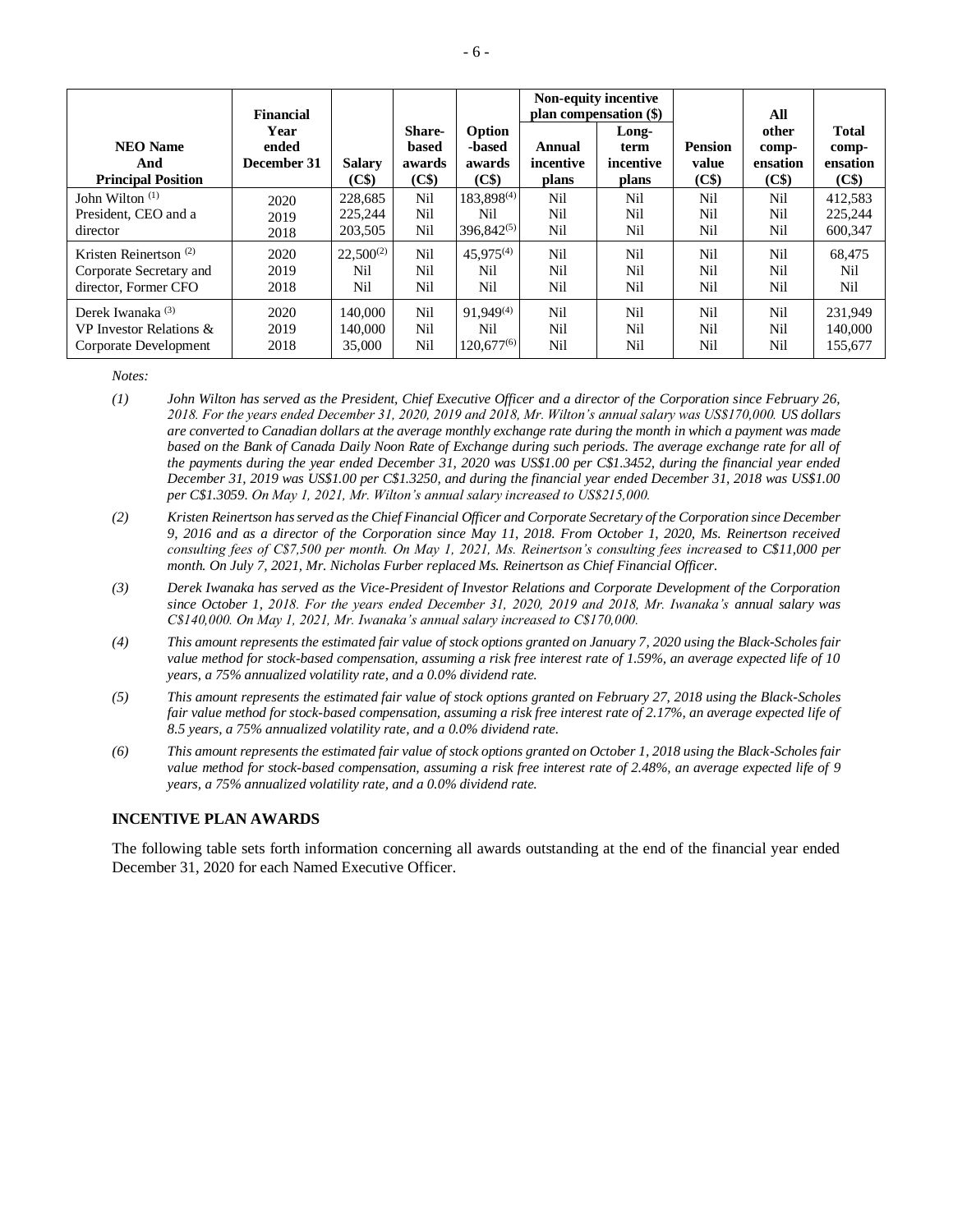| NEO Name And Principal Position | Financial Year ended December 31 | Salary (C$) | Share-based awards (C$) | Option -based awards (C$) | Non-equity incentive plan compensation ($) | | Pension value (C$) | All other comp-ensation (C$) | Total comp-ensation (C$) |
|---|---|---|---|---|---|---|---|---|---|
| | | | | | Annual incentive plans | Long-term incentive plans | | | |
| John Wilton [(1)] President, CEO and a director | 2020<br>2019<br>2018 | 228,685<br>225,244<br>203,505 | Nil<br>Nil<br>Nil | 183,898[(4)]<br>Nil<br>396,842[(5)] | Nil<br>Nil<br>Nil | Nil<br>Nil<br>Nil | Nil<br>Nil<br>Nil | Nil<br>Nil<br>Nil | 412,583<br>225,244<br>600,347 |
| Kristen Reinertson [(2)] Corporate Secretary and director, Former CFO | 2020<br>2019<br>2018 | 22,500[(2)]<br>Nil<br>Nil | Nil<br>Nil<br>Nil | 45,975[(4)]<br>Nil<br>Nil | Nil<br>Nil<br>Nil | Nil<br>Nil<br>Nil | Nil<br>Nil<br>Nil | Nil<br>Nil<br>Nil | 68,475<br>Nil<br>Nil |
| Derek Iwanaka [(3)] VP Investor Relations & Corporate Development | 2020<br>2019<br>2018 | 140,000<br>140,000<br>35,000 | Nil<br>Nil<br>Nil | 91,949[(4)]<br>Nil<br>120,677[(6)] | Nil<br>Nil<br>Nil | Nil<br>Nil<br>Nil | Nil<br>Nil<br>Nil | Nil<br>Nil<br>Nil | 231,949<br>140,000<br>155,677 |

*Notes:*

(1) *John Wilton has served as the President, Chief Executive Officer and a director of the Corporation since February 26, 2018. For the years ended December 31, 2020, 2019 and 2018, Mr. Wilton's annual salary was US$170,000. US dollars are converted to Canadian dollars at the average monthly exchange rate during the month in which a payment was made based on the Bank of Canada Daily Noon Rate of Exchange during such periods. The average exchange rate for all of the payments during the year ended December 31, 2020 was US$1.00 per C$1.3452, during the financial year ended December 31, 2019 was US$1.00 per C$1.3250, and during the financial year ended December 31, 2018 was US$1.00 per C$1.3059. On May 1, 2021, Mr. Wilton's annual salary increased to US$215,000.*

(2) *Kristen Reinertson has served as the Chief Financial Officer and Corporate Secretary of the Corporation since December 9, 2016 and as a director of the Corporation since May 11, 2018. From October 1, 2020, Ms. Reinertson received consulting fees of C$7,500 per month. On May 1, 2021, Ms. Reinertson's consulting fees increased to C$11,000 per month. On July 7, 2021, Mr. Nicholas Furber replaced Ms. Reinertson as Chief Financial Officer.*

(3) *Derek Iwanaka has served as the Vice-President of Investor Relations and Corporate Development of the Corporation since October 1, 2018. For the years ended December 31, 2020, 2019 and 2018, Mr. Iwanaka's annual salary was C$140,000. On May 1, 2021, Mr. Iwanaka's annual salary increased to C$170,000.*

(4) *This amount represents the estimated fair value of stock options granted on January 7, 2020 using the Black-Scholes fair value method for stock-based compensation, assuming a risk free interest rate of 1.59%, an average expected life of 10 years, a 75% annualized volatility rate, and a 0.0% dividend rate.*

(5) *This amount represents the estimated fair value of stock options granted on February 27, 2018 using the Black-Scholes fair value method for stock-based compensation, assuming a risk free interest rate of 2.17%, an average expected life of 8.5 years, a 75% annualized volatility rate, and a 0.0% dividend rate.*

(6) *This amount represents the estimated fair value of stock options granted on October 1, 2018 using the Black-Scholes fair value method for stock-based compensation, assuming a risk free interest rate of 2.48%, an average expected life of 9 years, a 75% annualized volatility rate, and a 0.0% dividend rate.*

## INCENTIVE PLAN AWARDS

The following table sets forth information concerning all awards outstanding at the end of the financial year ended December 31, 2020 for each Named Executive Officer.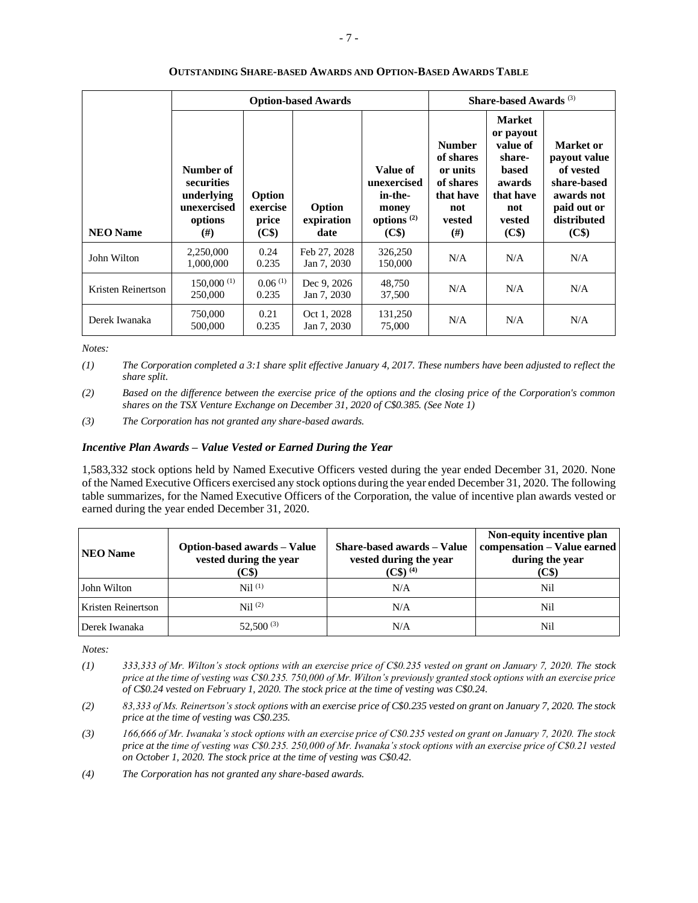**OUTSTANDING SHARE-BASED AWARDS AND OPTION-BASED AWARDS TABLE**

| | Option-based Awards | | | | Share-based Awards [3] | | |
|---|---|---|---|---|---|---|---|
| **NEO Name** | **Number of securities underlying unexercised options (#)** | **Option exercise price (C$)** | **Option expiration date** | **Value of unexercised in-the-money options [(2)] (C$)** | **Number of shares or units of shares that have not vested (#)** | **Market or payout value of share-based awards that have not vested (C$)** | **Market or payout value of vested share-based awards not paid out or distributed (C$)** |
| John Wilton | 2,250,000<br>1,000,000 | 0.24<br>0.235 | Feb 27, 2028<br>Jan 7, 2030 | 326,250<br>150,000 | N/A | N/A | N/A |
| Kristen Reinertson | 150,000 [(1)]<br>250,000 | 0.06 [(1)]<br>0.235 | Dec 9, 2026<br>Jan 7, 2030 | 48,750<br>37,500 | N/A | N/A | N/A |
| Derek Iwanaka | 750,000<br>500,000 | 0.21<br>0.235 | Oct 1, 2028<br>Jan 7, 2030 | 131,250<br>75,000 | N/A | N/A | N/A |

*Notes:*

*(1) The Corporation completed a 3:1 share split effective January 4, 2017. These numbers have been adjusted to reflect the share split.*

*(2) Based on the difference between the exercise price of the options and the closing price of the Corporation's common shares on the TSX Venture Exchange on December 31, 2020 of C$0.385. (See Note 1)*

*(3) The Corporation has not granted any share-based awards.*

### *Incentive Plan Awards – Value Vested or Earned During the Year*

1,583,332 stock options held by Named Executive Officers vested during the year ended December 31, 2020. None of the Named Executive Officers exercised any stock options during the year ended December 31, 2020. The following table summarizes, for the Named Executive Officers of the Corporation, the value of incentive plan awards vested or earned during the year ended December 31, 2020.

| NEO Name | Option-based awards – Value vested during the year (C$) | Share-based awards – Value vested during the year (C$) [(4)] | Non-equity incentive plan compensation – Value earned during the year (C$) |
|---|---|---|---|
| John Wilton | Nil [(1)] | N/A | Nil |
| Kristen Reinertson | Nil [(2)] | N/A | Nil |
| Derek Iwanaka | 52,500 [(3)] | N/A | Nil |

*Notes:*

*(1) 333,333 of Mr. Wilton's stock options with an exercise price of C$0.235 vested on grant on January 7, 2020. The stock price at the time of vesting was C$0.235. 750,000 of Mr. Wilton's previously granted stock options with an exercise price of C$0.24 vested on February 1, 2020. The stock price at the time of vesting was C$0.24.*

*(2) 83,333 of Ms. Reinertson's stock options with an exercise price of C$0.235 vested on grant on January 7, 2020. The stock price at the time of vesting was C$0.235.*

*(3) 166,666 of Mr. Iwanaka's stock options with an exercise price of C$0.235 vested on grant on January 7, 2020. The stock price at the time of vesting was C$0.235. 250,000 of Mr. Iwanaka's stock options with an exercise price of C$0.21 vested on October 1, 2020. The stock price at the time of vesting was C$0.42.*

*(4) The Corporation has not granted any share-based awards.*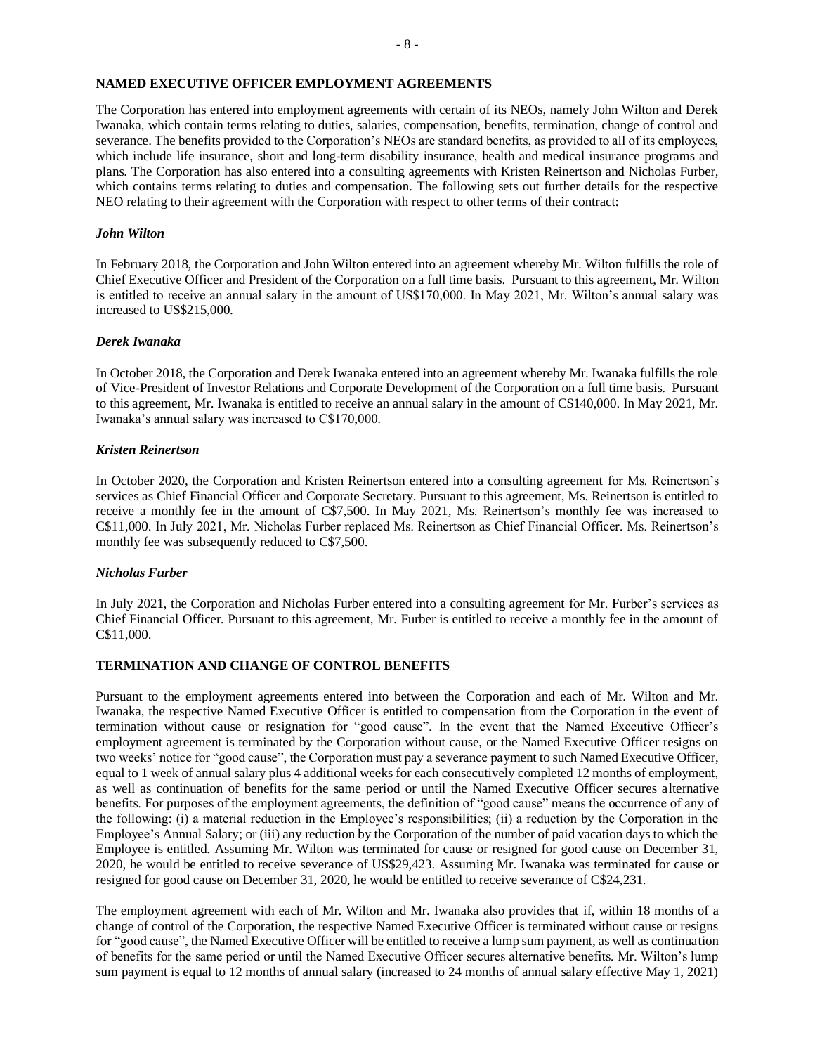## NAMED EXECUTIVE OFFICER EMPLOYMENT AGREEMENTS

The Corporation has entered into employment agreements with certain of its NEOs, namely John Wilton and Derek Iwanaka, which contain terms relating to duties, salaries, compensation, benefits, termination, change of control and severance. The benefits provided to the Corporation's NEOs are standard benefits, as provided to all of its employees, which include life insurance, short and long-term disability insurance, health and medical insurance programs and plans. The Corporation has also entered into a consulting agreements with Kristen Reinertson and Nicholas Furber, which contains terms relating to duties and compensation. The following sets out further details for the respective NEO relating to their agreement with the Corporation with respect to other terms of their contract:

### *John Wilton*

In February 2018, the Corporation and John Wilton entered into an agreement whereby Mr. Wilton fulfills the role of Chief Executive Officer and President of the Corporation on a full time basis. Pursuant to this agreement, Mr. Wilton is entitled to receive an annual salary in the amount of US$170,000. In May 2021, Mr. Wilton's annual salary was increased to US$215,000.

### *Derek Iwanaka*

In October 2018, the Corporation and Derek Iwanaka entered into an agreement whereby Mr. Iwanaka fulfills the role of Vice-President of Investor Relations and Corporate Development of the Corporation on a full time basis. Pursuant to this agreement, Mr. Iwanaka is entitled to receive an annual salary in the amount of C$140,000. In May 2021, Mr. Iwanaka's annual salary was increased to C$170,000.

### *Kristen Reinertson*

In October 2020, the Corporation and Kristen Reinertson entered into a consulting agreement for Ms. Reinertson's services as Chief Financial Officer and Corporate Secretary. Pursuant to this agreement, Ms. Reinertson is entitled to receive a monthly fee in the amount of C$7,500. In May 2021, Ms. Reinertson's monthly fee was increased to C$11,000. In July 2021, Mr. Nicholas Furber replaced Ms. Reinertson as Chief Financial Officer. Ms. Reinertson's monthly fee was subsequently reduced to C$7,500.

### *Nicholas Furber*

In July 2021, the Corporation and Nicholas Furber entered into a consulting agreement for Mr. Furber's services as Chief Financial Officer. Pursuant to this agreement, Mr. Furber is entitled to receive a monthly fee in the amount of C$11,000.

## TERMINATION AND CHANGE OF CONTROL BENEFITS

Pursuant to the employment agreements entered into between the Corporation and each of Mr. Wilton and Mr. Iwanaka, the respective Named Executive Officer is entitled to compensation from the Corporation in the event of termination without cause or resignation for "good cause". In the event that the Named Executive Officer's employment agreement is terminated by the Corporation without cause, or the Named Executive Officer resigns on two weeks' notice for "good cause", the Corporation must pay a severance payment to such Named Executive Officer, equal to 1 week of annual salary plus 4 additional weeks for each consecutively completed 12 months of employment, as well as continuation of benefits for the same period or until the Named Executive Officer secures alternative benefits. For purposes of the employment agreements, the definition of "good cause" means the occurrence of any of the following: (i) a material reduction in the Employee's responsibilities; (ii) a reduction by the Corporation in the Employee's Annual Salary; or (iii) any reduction by the Corporation of the number of paid vacation days to which the Employee is entitled. Assuming Mr. Wilton was terminated for cause or resigned for good cause on December 31, 2020, he would be entitled to receive severance of US$29,423. Assuming Mr. Iwanaka was terminated for cause or resigned for good cause on December 31, 2020, he would be entitled to receive severance of C$24,231.

The employment agreement with each of Mr. Wilton and Mr. Iwanaka also provides that if, within 18 months of a change of control of the Corporation, the respective Named Executive Officer is terminated without cause or resigns for "good cause", the Named Executive Officer will be entitled to receive a lump sum payment, as well as continuation of benefits for the same period or until the Named Executive Officer secures alternative benefits. Mr. Wilton's lump sum payment is equal to 12 months of annual salary (increased to 24 months of annual salary effective May 1, 2021)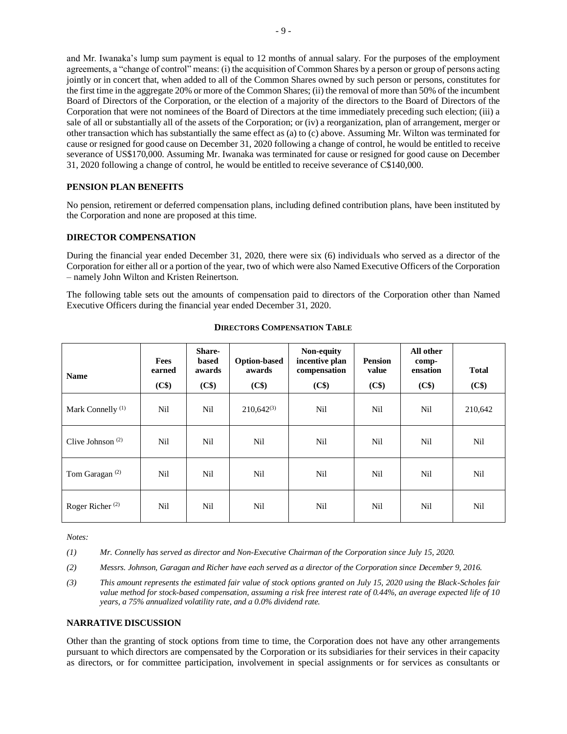and Mr. Iwanaka's lump sum payment is equal to 12 months of annual salary. For the purposes of the employment agreements, a "change of control" means: (i) the acquisition of Common Shares by a person or group of persons acting jointly or in concert that, when added to all of the Common Shares owned by such person or persons, constitutes for the first time in the aggregate 20% or more of the Common Shares; (ii) the removal of more than 50% of the incumbent Board of Directors of the Corporation, or the election of a majority of the directors to the Board of Directors of the Corporation that were not nominees of the Board of Directors at the time immediately preceding such election; (iii) a sale of all or substantially all of the assets of the Corporation; or (iv) a reorganization, plan of arrangement, merger or other transaction which has substantially the same effect as (a) to (c) above. Assuming Mr. Wilton was terminated for cause or resigned for good cause on December 31, 2020 following a change of control, he would be entitled to receive severance of US$170,000. Assuming Mr. Iwanaka was terminated for cause or resigned for good cause on December 31, 2020 following a change of control, he would be entitled to receive severance of C$140,000.

### PENSION PLAN BENEFITS

No pension, retirement or deferred compensation plans, including defined contribution plans, have been instituted by the Corporation and none are proposed at this time.

### DIRECTOR COMPENSATION

During the financial year ended December 31, 2020, there were six (6) individuals who served as a director of the Corporation for either all or a portion of the year, two of which were also Named Executive Officers of the Corporation – namely John Wilton and Kristen Reinertson.

The following table sets out the amounts of compensation paid to directors of the Corporation other than Named Executive Officers during the financial year ended December 31, 2020.

**DIRECTORS COMPENSATION TABLE**

| Name | Fees earned (C$) | Share-based awards (C$) | Option-based awards (C$) | Non-equity incentive plan compensation (C$) | Pension value (C$) | All other comp-ensation (C$) | Total (C$) |
|---|---|---|---|---|---|---|---|
| Mark Connelly [(1)] | Nil | Nil | 210,642[(3)] | Nil | Nil | Nil | 210,642 |
| Clive Johnson [(2)] | Nil | Nil | Nil | Nil | Nil | Nil | Nil |
| Tom Garagan [(2)] | Nil | Nil | Nil | Nil | Nil | Nil | Nil |
| Roger Richer [(2)] | Nil | Nil | Nil | Nil | Nil | Nil | Nil |

*Notes:*

*(1) Mr. Connelly has served as director and Non-Executive Chairman of the Corporation since July 15, 2020.*

*(2) Messrs. Johnson, Garagan and Richer have each served as a director of the Corporation since December 9, 2016.*

*(3) This amount represents the estimated fair value of stock options granted on July 15, 2020 using the Black-Scholes fair value method for stock-based compensation, assuming a risk free interest rate of 0.44%, an average expected life of 10 years, a 75% annualized volatility rate, and a 0.0% dividend rate.*

### NARRATIVE DISCUSSION

Other than the granting of stock options from time to time, the Corporation does not have any other arrangements pursuant to which directors are compensated by the Corporation or its subsidiaries for their services in their capacity as directors, or for committee participation, involvement in special assignments or for services as consultants or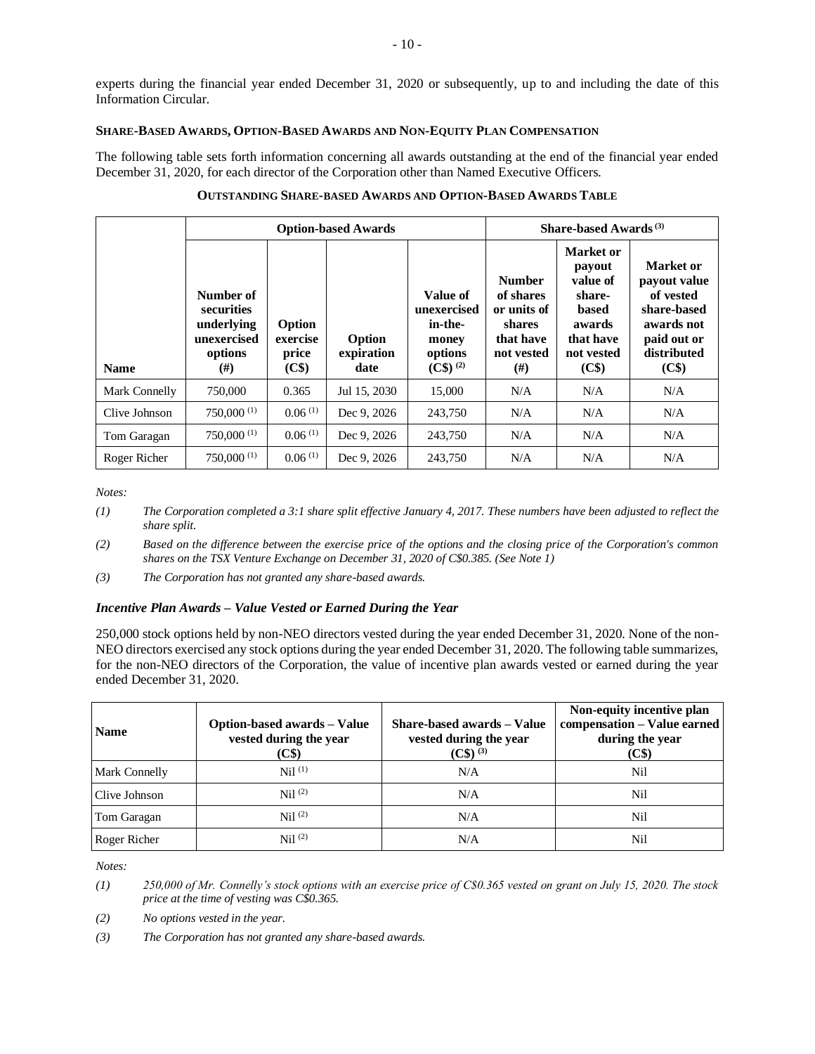experts during the financial year ended December 31, 2020 or subsequently, up to and including the date of this Information Circular.

#### SHARE-BASED AWARDS, OPTION-BASED AWARDS AND NON-EQUITY PLAN COMPENSATION

The following table sets forth information concerning all awards outstanding at the end of the financial year ended December 31, 2020, for each director of the Corporation other than Named Executive Officers.

**OUTSTANDING SHARE-BASED AWARDS AND OPTION-BASED AWARDS TABLE**

| | Option-based Awards | | | | Share-based Awards [(3)] | | |
|---|---|---|---|---|---|---|---|
| **Name** | **Number of securities underlying unexercised options (#)** | **Option exercise price (C$)** | **Option expiration date** | **Value of unexercised in-the-money options (C$) [(2)]** | **Number of shares or units of shares that have not vested (#)** | **Market or payout value of share-based awards that have not vested (C$)** | **Market or payout value of vested share-based awards not paid out or distributed (C$)** |
| Mark Connelly | 750,000 | 0.365 | Jul 15, 2030 | 15,000 | N/A | N/A | N/A |
| Clive Johnson | 750,000 [(1)] | 0.06 [(1)] | Dec 9, 2026 | 243,750 | N/A | N/A | N/A |
| Tom Garagan | 750,000 [(1)] | 0.06 [(1)] | Dec 9, 2026 | 243,750 | N/A | N/A | N/A |
| Roger Richer | 750,000 [(1)] | 0.06 [(1)] | Dec 9, 2026 | 243,750 | N/A | N/A | N/A |

*Notes:*

*(1) The Corporation completed a 3:1 share split effective January 4, 2017. These numbers have been adjusted to reflect the share split.*

*(2) Based on the difference between the exercise price of the options and the closing price of the Corporation's common shares on the TSX Venture Exchange on December 31, 2020 of C$0.385. (See Note 1)*

*(3) The Corporation has not granted any share-based awards.*

### *Incentive Plan Awards – Value Vested or Earned During the Year*

250,000 stock options held by non-NEO directors vested during the year ended December 31, 2020. None of the non-NEO directors exercised any stock options during the year ended December 31, 2020. The following table summarizes, for the non-NEO directors of the Corporation, the value of incentive plan awards vested or earned during the year ended December 31, 2020.

| **Name** | **Option-based awards – Value vested during the year (C$)** | **Share-based awards – Value vested during the year (C$) [(3)]** | **Non-equity incentive plan compensation – Value earned during the year (C$)** |
|---|---|---|---|
| Mark Connelly | Nil [(1)] | N/A | Nil |
| Clive Johnson | Nil [(2)] | N/A | Nil |
| Tom Garagan | Nil [(2)] | N/A | Nil |
| Roger Richer | Nil [(2)] | N/A | Nil |

*Notes:*

*(1) 250,000 of Mr. Connelly's stock options with an exercise price of C$0.365 vested on grant on July 15, 2020. The stock price at the time of vesting was C$0.365.*

*(2) No options vested in the year.*

*(3) The Corporation has not granted any share-based awards.*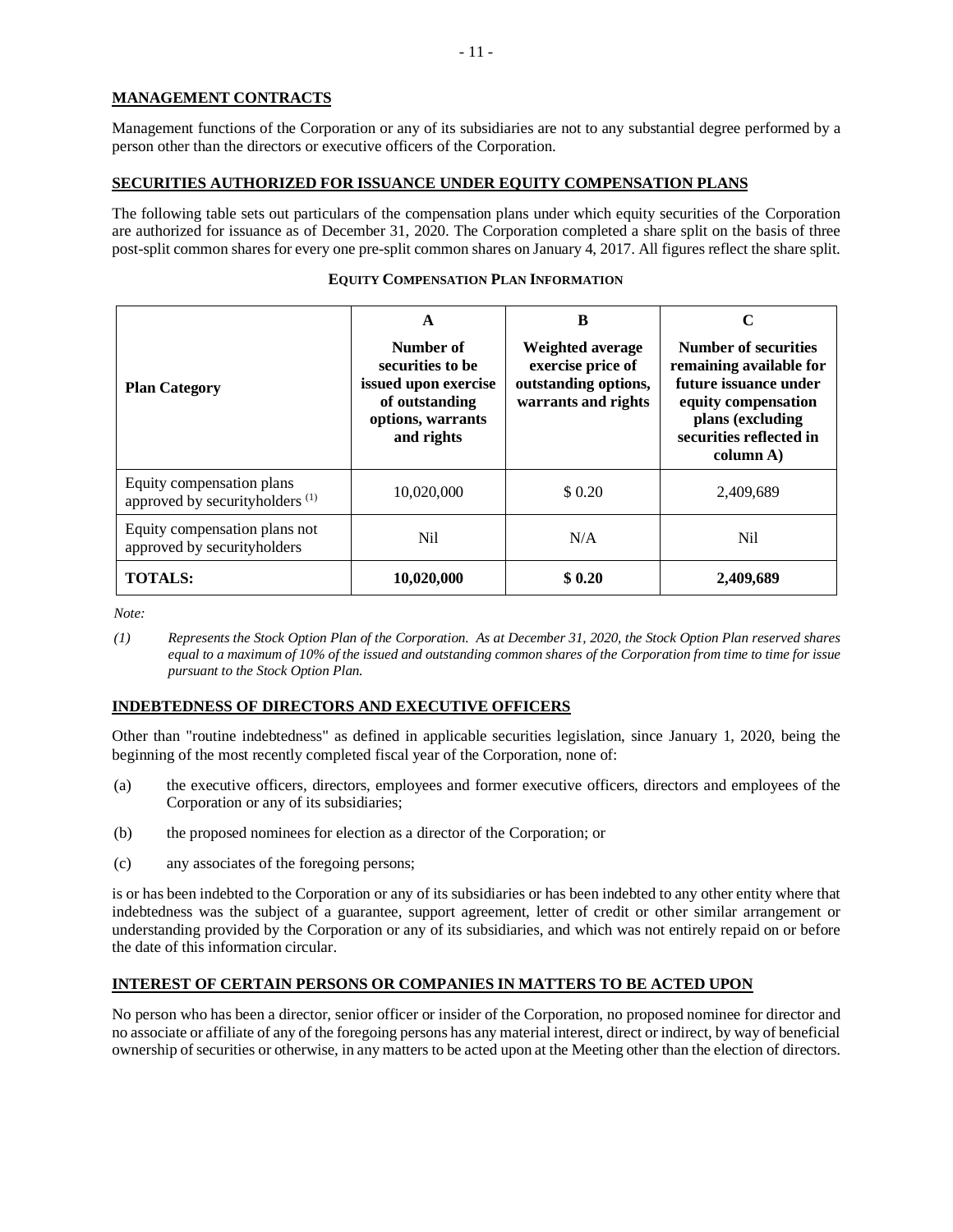## MANAGEMENT CONTRACTS

Management functions of the Corporation or any of its subsidiaries are not to any substantial degree performed by a person other than the directors or executive officers of the Corporation.

## SECURITIES AUTHORIZED FOR ISSUANCE UNDER EQUITY COMPENSATION PLANS

The following table sets out particulars of the compensation plans under which equity securities of the Corporation are authorized for issuance as of December 31, 2020. The Corporation completed a share split on the basis of three post-split common shares for every one pre-split common shares on January 4, 2017. All figures reflect the share split.

**EQUITY COMPENSATION PLAN INFORMATION**

| Plan Category | A<br>Number of securities to be issued upon exercise of outstanding options, warrants and rights | B<br>Weighted average exercise price of outstanding options, warrants and rights | C<br>Number of securities remaining available for future issuance under equity compensation plans (excluding securities reflected in column A) |
|---|---|---|---|
| Equity compensation plans approved by securityholders [(1)] | 10,020,000 | $ 0.20 | 2,409,689 |
| Equity compensation plans not approved by securityholders | Nil | N/A | Nil |
| **TOTALS:** | **10,020,000** | **$ 0.20** | **2,409,689** |

*Note:*

*(1) Represents the Stock Option Plan of the Corporation. As at December 31, 2020, the Stock Option Plan reserved shares equal to a maximum of 10% of the issued and outstanding common shares of the Corporation from time to time for issue pursuant to the Stock Option Plan.*

## INDEBTEDNESS OF DIRECTORS AND EXECUTIVE OFFICERS

Other than "routine indebtedness" as defined in applicable securities legislation, since January 1, 2020, being the beginning of the most recently completed fiscal year of the Corporation, none of:

(a) the executive officers, directors, employees and former executive officers, directors and employees of the Corporation or any of its subsidiaries;

(b) the proposed nominees for election as a director of the Corporation; or

(c) any associates of the foregoing persons;

is or has been indebted to the Corporation or any of its subsidiaries or has been indebted to any other entity where that indebtedness was the subject of a guarantee, support agreement, letter of credit or other similar arrangement or understanding provided by the Corporation or any of its subsidiaries, and which was not entirely repaid on or before the date of this information circular.

## INTEREST OF CERTAIN PERSONS OR COMPANIES IN MATTERS TO BE ACTED UPON

No person who has been a director, senior officer or insider of the Corporation, no proposed nominee for director and no associate or affiliate of any of the foregoing persons has any material interest, direct or indirect, by way of beneficial ownership of securities or otherwise, in any matters to be acted upon at the Meeting other than the election of directors.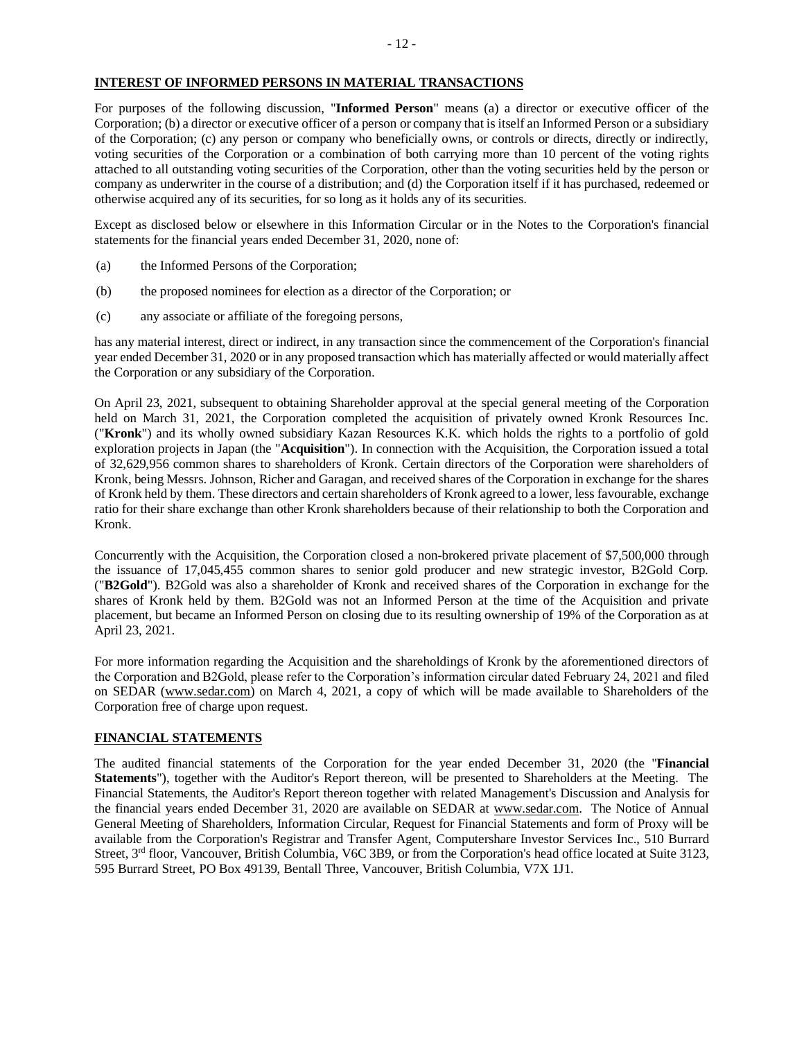## INTEREST OF INFORMED PERSONS IN MATERIAL TRANSACTIONS

For purposes of the following discussion, "**Informed Person**" means (a) a director or executive officer of the Corporation; (b) a director or executive officer of a person or company that is itself an Informed Person or a subsidiary of the Corporation; (c) any person or company who beneficially owns, or controls or directs, directly or indirectly, voting securities of the Corporation or a combination of both carrying more than 10 percent of the voting rights attached to all outstanding voting securities of the Corporation, other than the voting securities held by the person or company as underwriter in the course of a distribution; and (d) the Corporation itself if it has purchased, redeemed or otherwise acquired any of its securities, for so long as it holds any of its securities.

Except as disclosed below or elsewhere in this Information Circular or in the Notes to the Corporation's financial statements for the financial years ended December 31, 2020, none of:

(a) the Informed Persons of the Corporation;

(b) the proposed nominees for election as a director of the Corporation; or

(c) any associate or affiliate of the foregoing persons,

has any material interest, direct or indirect, in any transaction since the commencement of the Corporation's financial year ended December 31, 2020 or in any proposed transaction which has materially affected or would materially affect the Corporation or any subsidiary of the Corporation.

On April 23, 2021, subsequent to obtaining Shareholder approval at the special general meeting of the Corporation held on March 31, 2021, the Corporation completed the acquisition of privately owned Kronk Resources Inc. ("**Kronk**") and its wholly owned subsidiary Kazan Resources K.K. which holds the rights to a portfolio of gold exploration projects in Japan (the "**Acquisition**"). In connection with the Acquisition, the Corporation issued a total of 32,629,956 common shares to shareholders of Kronk. Certain directors of the Corporation were shareholders of Kronk, being Messrs. Johnson, Richer and Garagan, and received shares of the Corporation in exchange for the shares of Kronk held by them. These directors and certain shareholders of Kronk agreed to a lower, less favourable, exchange ratio for their share exchange than other Kronk shareholders because of their relationship to both the Corporation and Kronk.

Concurrently with the Acquisition, the Corporation closed a non-brokered private placement of $7,500,000 through the issuance of 17,045,455 common shares to senior gold producer and new strategic investor, B2Gold Corp. ("**B2Gold**"). B2Gold was also a shareholder of Kronk and received shares of the Corporation in exchange for the shares of Kronk held by them. B2Gold was not an Informed Person at the time of the Acquisition and private placement, but became an Informed Person on closing due to its resulting ownership of 19% of the Corporation as at April 23, 2021.

For more information regarding the Acquisition and the shareholdings of Kronk by the aforementioned directors of the Corporation and B2Gold, please refer to the Corporation's information circular dated February 24, 2021 and filed on SEDAR (www.sedar.com) on March 4, 2021, a copy of which will be made available to Shareholders of the Corporation free of charge upon request.

## FINANCIAL STATEMENTS

The audited financial statements of the Corporation for the year ended December 31, 2020 (the "**Financial Statements**"), together with the Auditor's Report thereon, will be presented to Shareholders at the Meeting. The Financial Statements, the Auditor's Report thereon together with related Management's Discussion and Analysis for the financial years ended December 31, 2020 are available on SEDAR at www.sedar.com. The Notice of Annual General Meeting of Shareholders, Information Circular, Request for Financial Statements and form of Proxy will be available from the Corporation's Registrar and Transfer Agent, Computershare Investor Services Inc., 510 Burrard Street, 3rd floor, Vancouver, British Columbia, V6C 3B9, or from the Corporation's head office located at Suite 3123, 595 Burrard Street, PO Box 49139, Bentall Three, Vancouver, British Columbia, V7X 1J1.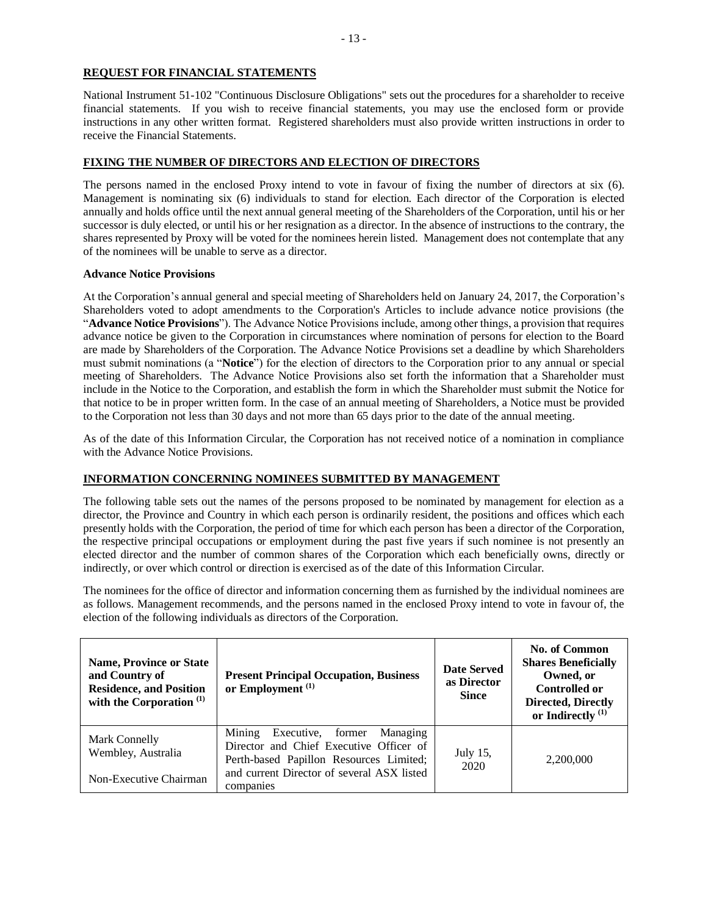## REQUEST FOR FINANCIAL STATEMENTS

National Instrument 51-102 "Continuous Disclosure Obligations" sets out the procedures for a shareholder to receive financial statements. If you wish to receive financial statements, you may use the enclosed form or provide instructions in any other written format. Registered shareholders must also provide written instructions in order to receive the Financial Statements.

## FIXING THE NUMBER OF DIRECTORS AND ELECTION OF DIRECTORS

The persons named in the enclosed Proxy intend to vote in favour of fixing the number of directors at six (6). Management is nominating six (6) individuals to stand for election. Each director of the Corporation is elected annually and holds office until the next annual general meeting of the Shareholders of the Corporation, until his or her successor is duly elected, or until his or her resignation as a director. In the absence of instructions to the contrary, the shares represented by Proxy will be voted for the nominees herein listed. Management does not contemplate that any of the nominees will be unable to serve as a director.

### Advance Notice Provisions

At the Corporation's annual general and special meeting of Shareholders held on January 24, 2017, the Corporation's Shareholders voted to adopt amendments to the Corporation's Articles to include advance notice provisions (the "**Advance Notice Provisions**"). The Advance Notice Provisions include, among other things, a provision that requires advance notice be given to the Corporation in circumstances where nomination of persons for election to the Board are made by Shareholders of the Corporation. The Advance Notice Provisions set a deadline by which Shareholders must submit nominations (a "**Notice**") for the election of directors to the Corporation prior to any annual or special meeting of Shareholders. The Advance Notice Provisions also set forth the information that a Shareholder must include in the Notice to the Corporation, and establish the form in which the Shareholder must submit the Notice for that notice to be in proper written form. In the case of an annual meeting of Shareholders, a Notice must be provided to the Corporation not less than 30 days and not more than 65 days prior to the date of the annual meeting.

As of the date of this Information Circular, the Corporation has not received notice of a nomination in compliance with the Advance Notice Provisions.

## INFORMATION CONCERNING NOMINEES SUBMITTED BY MANAGEMENT

The following table sets out the names of the persons proposed to be nominated by management for election as a director, the Province and Country in which each person is ordinarily resident, the positions and offices which each presently holds with the Corporation, the period of time for which each person has been a director of the Corporation, the respective principal occupations or employment during the past five years if such nominee is not presently an elected director and the number of common shares of the Corporation which each beneficially owns, directly or indirectly, or over which control or direction is exercised as of the date of this Information Circular.

The nominees for the office of director and information concerning them as furnished by the individual nominees are as follows. Management recommends, and the persons named in the enclosed Proxy intend to vote in favour of, the election of the following individuals as directors of the Corporation.

| Name, Province or State and Country of Residence, and Position with the Corporation [(1)] | Present Principal Occupation, Business or Employment [(1)] | Date Served as Director Since | No. of Common Shares Beneficially Owned, or Controlled or Directed, Directly or Indirectly [(1)] |
|---|---|---|---|
| Mark Connelly<br>Wembley, Australia<br><br>Non-Executive Chairman | Mining Executive, former Managing Director and Chief Executive Officer of Perth-based Papillon Resources Limited; and current Director of several ASX listed companies | July 15, 2020 | 2,200,000 |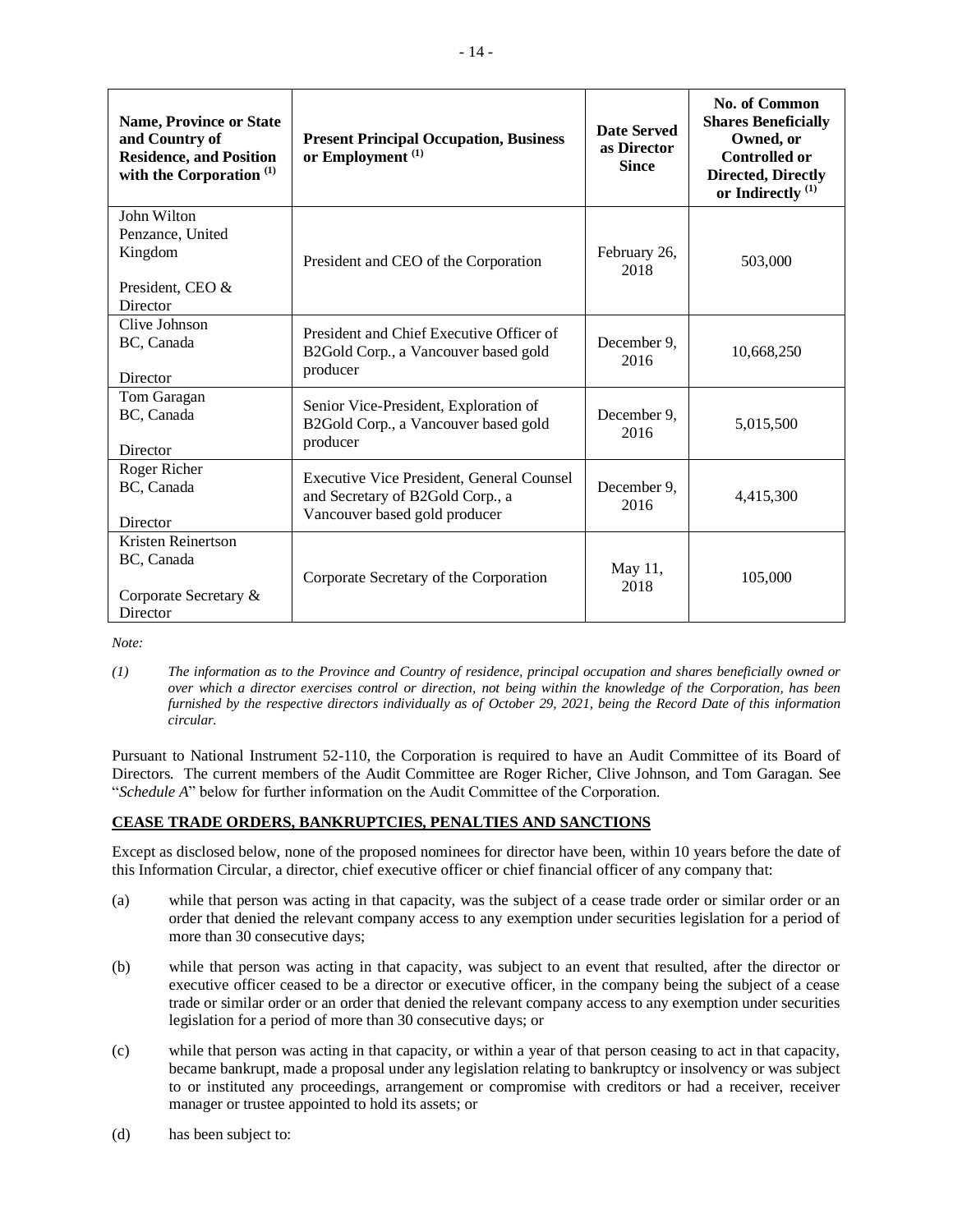| Name, Province or State and Country of Residence, and Position with the Corporation [(1)] | Present Principal Occupation, Business or Employment [(1)] | Date Served as Director Since | No. of Common Shares Beneficially Owned, or Controlled or Directed, Directly or Indirectly [(1)] |
|---|---|---|---|
| John Wilton<br>Penzance, United Kingdom<br><br>President, CEO & Director | President and CEO of the Corporation | February 26, 2018 | 503,000 |
| Clive Johnson<br>BC, Canada<br><br>Director | President and Chief Executive Officer of B2Gold Corp., a Vancouver based gold producer | December 9, 2016 | 10,668,250 |
| Tom Garagan<br>BC, Canada<br><br>Director | Senior Vice-President, Exploration of B2Gold Corp., a Vancouver based gold producer | December 9, 2016 | 5,015,500 |
| Roger Richer<br>BC, Canada<br><br>Director | Executive Vice President, General Counsel and Secretary of B2Gold Corp., a Vancouver based gold producer | December 9, 2016 | 4,415,300 |
| Kristen Reinertson<br>BC, Canada<br><br>Corporate Secretary & Director | Corporate Secretary of the Corporation | May 11, 2018 | 105,000 |

*Note:*

*(1) The information as to the Province and Country of residence, principal occupation and shares beneficially owned or over which a director exercises control or direction, not being within the knowledge of the Corporation, has been furnished by the respective directors individually as of October 29, 2021, being the Record Date of this information circular.*

Pursuant to National Instrument 52-110, the Corporation is required to have an Audit Committee of its Board of Directors. The current members of the Audit Committee are Roger Richer, Clive Johnson, and Tom Garagan. See "*Schedule A*" below for further information on the Audit Committee of the Corporation.

**CEASE TRADE ORDERS, BANKRUPTCIES, PENALTIES AND SANCTIONS**

Except as disclosed below, none of the proposed nominees for director have been, within 10 years before the date of this Information Circular, a director, chief executive officer or chief financial officer of any company that:

(a) while that person was acting in that capacity, was the subject of a cease trade order or similar order or an order that denied the relevant company access to any exemption under securities legislation for a period of more than 30 consecutive days;

(b) while that person was acting in that capacity, was subject to an event that resulted, after the director or executive officer ceased to be a director or executive officer, in the company being the subject of a cease trade or similar order or an order that denied the relevant company access to any exemption under securities legislation for a period of more than 30 consecutive days; or

(c) while that person was acting in that capacity, or within a year of that person ceasing to act in that capacity, became bankrupt, made a proposal under any legislation relating to bankruptcy or insolvency or was subject to or instituted any proceedings, arrangement or compromise with creditors or had a receiver, receiver manager or trustee appointed to hold its assets; or

(d) has been subject to: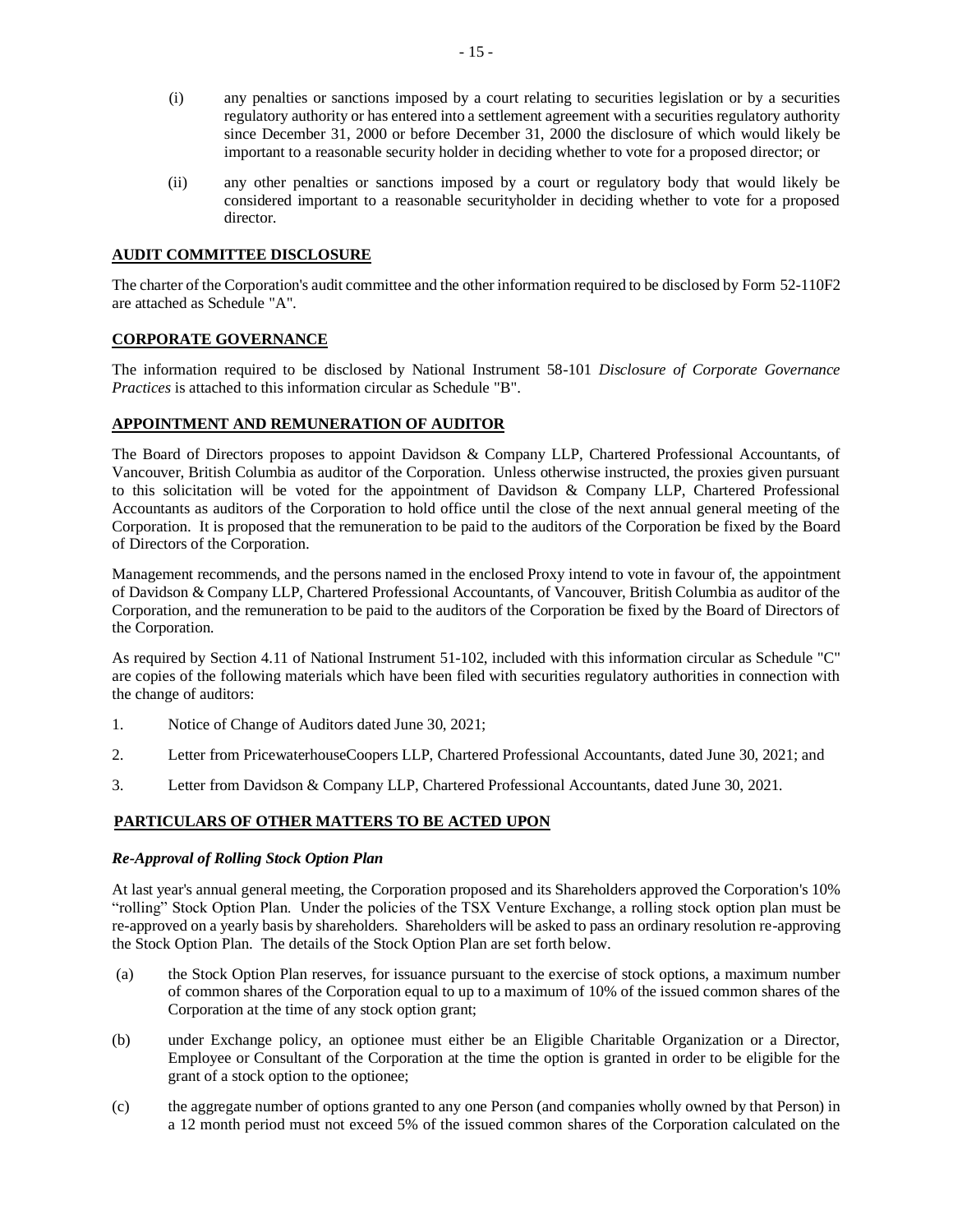(i) any penalties or sanctions imposed by a court relating to securities legislation or by a securities regulatory authority or has entered into a settlement agreement with a securities regulatory authority since December 31, 2000 or before December 31, 2000 the disclosure of which would likely be important to a reasonable security holder in deciding whether to vote for a proposed director; or

(ii) any other penalties or sanctions imposed by a court or regulatory body that would likely be considered important to a reasonable securityholder in deciding whether to vote for a proposed director.

## AUDIT COMMITTEE DISCLOSURE

The charter of the Corporation's audit committee and the other information required to be disclosed by Form 52-110F2 are attached as Schedule "A".

## CORPORATE GOVERNANCE

The information required to be disclosed by National Instrument 58-101 *Disclosure of Corporate Governance Practices* is attached to this information circular as Schedule "B".

## APPOINTMENT AND REMUNERATION OF AUDITOR

The Board of Directors proposes to appoint Davidson & Company LLP, Chartered Professional Accountants, of Vancouver, British Columbia as auditor of the Corporation. Unless otherwise instructed, the proxies given pursuant to this solicitation will be voted for the appointment of Davidson & Company LLP, Chartered Professional Accountants as auditors of the Corporation to hold office until the close of the next annual general meeting of the Corporation. It is proposed that the remuneration to be paid to the auditors of the Corporation be fixed by the Board of Directors of the Corporation.

Management recommends, and the persons named in the enclosed Proxy intend to vote in favour of, the appointment of Davidson & Company LLP, Chartered Professional Accountants, of Vancouver, British Columbia as auditor of the Corporation, and the remuneration to be paid to the auditors of the Corporation be fixed by the Board of Directors of the Corporation.

As required by Section 4.11 of National Instrument 51-102, included with this information circular as Schedule "C" are copies of the following materials which have been filed with securities regulatory authorities in connection with the change of auditors:

1. Notice of Change of Auditors dated June 30, 2021;
2. Letter from PricewaterhouseCoopers LLP, Chartered Professional Accountants, dated June 30, 2021; and
3. Letter from Davidson & Company LLP, Chartered Professional Accountants, dated June 30, 2021.

## PARTICULARS OF OTHER MATTERS TO BE ACTED UPON

### *Re-Approval of Rolling Stock Option Plan*

At last year's annual general meeting, the Corporation proposed and its Shareholders approved the Corporation's 10% "rolling" Stock Option Plan. Under the policies of the TSX Venture Exchange, a rolling stock option plan must be re-approved on a yearly basis by shareholders. Shareholders will be asked to pass an ordinary resolution re-approving the Stock Option Plan. The details of the Stock Option Plan are set forth below.

(a) the Stock Option Plan reserves, for issuance pursuant to the exercise of stock options, a maximum number of common shares of the Corporation equal to up to a maximum of 10% of the issued common shares of the Corporation at the time of any stock option grant;

(b) under Exchange policy, an optionee must either be an Eligible Charitable Organization or a Director, Employee or Consultant of the Corporation at the time the option is granted in order to be eligible for the grant of a stock option to the optionee;

(c) the aggregate number of options granted to any one Person (and companies wholly owned by that Person) in a 12 month period must not exceed 5% of the issued common shares of the Corporation calculated on the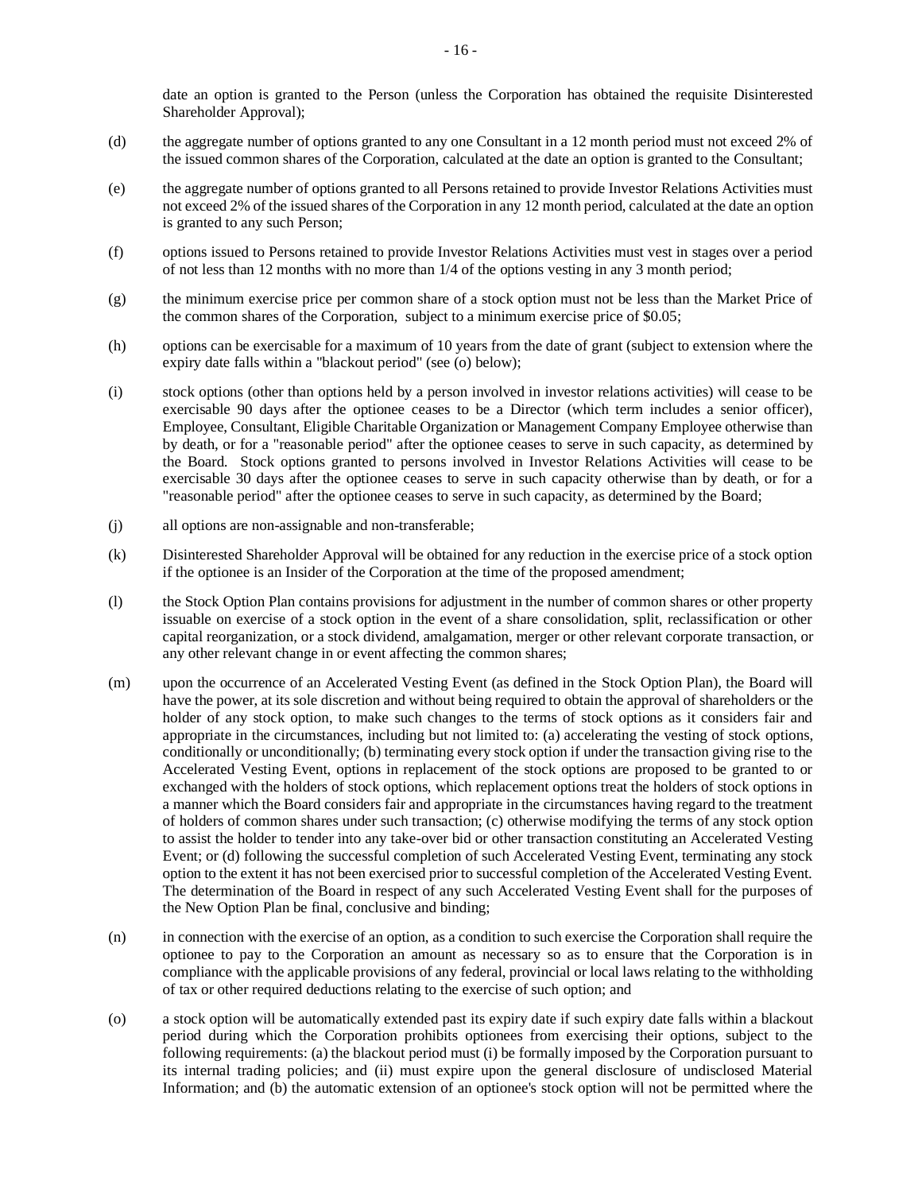date an option is granted to the Person (unless the Corporation has obtained the requisite Disinterested Shareholder Approval);

(d) the aggregate number of options granted to any one Consultant in a 12 month period must not exceed 2% of the issued common shares of the Corporation, calculated at the date an option is granted to the Consultant;

(e) the aggregate number of options granted to all Persons retained to provide Investor Relations Activities must not exceed 2% of the issued shares of the Corporation in any 12 month period, calculated at the date an option is granted to any such Person;

(f) options issued to Persons retained to provide Investor Relations Activities must vest in stages over a period of not less than 12 months with no more than 1/4 of the options vesting in any 3 month period;

(g) the minimum exercise price per common share of a stock option must not be less than the Market Price of the common shares of the Corporation, subject to a minimum exercise price of $0.05;

(h) options can be exercisable for a maximum of 10 years from the date of grant (subject to extension where the expiry date falls within a "blackout period" (see (o) below);

(i) stock options (other than options held by a person involved in investor relations activities) will cease to be exercisable 90 days after the optionee ceases to be a Director (which term includes a senior officer), Employee, Consultant, Eligible Charitable Organization or Management Company Employee otherwise than by death, or for a "reasonable period" after the optionee ceases to serve in such capacity, as determined by the Board. Stock options granted to persons involved in Investor Relations Activities will cease to be exercisable 30 days after the optionee ceases to serve in such capacity otherwise than by death, or for a "reasonable period" after the optionee ceases to serve in such capacity, as determined by the Board;

(j) all options are non-assignable and non-transferable;

(k) Disinterested Shareholder Approval will be obtained for any reduction in the exercise price of a stock option if the optionee is an Insider of the Corporation at the time of the proposed amendment;

(l) the Stock Option Plan contains provisions for adjustment in the number of common shares or other property issuable on exercise of a stock option in the event of a share consolidation, split, reclassification or other capital reorganization, or a stock dividend, amalgamation, merger or other relevant corporate transaction, or any other relevant change in or event affecting the common shares;

(m) upon the occurrence of an Accelerated Vesting Event (as defined in the Stock Option Plan), the Board will have the power, at its sole discretion and without being required to obtain the approval of shareholders or the holder of any stock option, to make such changes to the terms of stock options as it considers fair and appropriate in the circumstances, including but not limited to: (a) accelerating the vesting of stock options, conditionally or unconditionally; (b) terminating every stock option if under the transaction giving rise to the Accelerated Vesting Event, options in replacement of the stock options are proposed to be granted to or exchanged with the holders of stock options, which replacement options treat the holders of stock options in a manner which the Board considers fair and appropriate in the circumstances having regard to the treatment of holders of common shares under such transaction; (c) otherwise modifying the terms of any stock option to assist the holder to tender into any take-over bid or other transaction constituting an Accelerated Vesting Event; or (d) following the successful completion of such Accelerated Vesting Event, terminating any stock option to the extent it has not been exercised prior to successful completion of the Accelerated Vesting Event. The determination of the Board in respect of any such Accelerated Vesting Event shall for the purposes of the New Option Plan be final, conclusive and binding;

(n) in connection with the exercise of an option, as a condition to such exercise the Corporation shall require the optionee to pay to the Corporation an amount as necessary so as to ensure that the Corporation is in compliance with the applicable provisions of any federal, provincial or local laws relating to the withholding of tax or other required deductions relating to the exercise of such option; and

(o) a stock option will be automatically extended past its expiry date if such expiry date falls within a blackout period during which the Corporation prohibits optionees from exercising their options, subject to the following requirements: (a) the blackout period must (i) be formally imposed by the Corporation pursuant to its internal trading policies; and (ii) must expire upon the general disclosure of undisclosed Material Information; and (b) the automatic extension of an optionee's stock option will not be permitted where the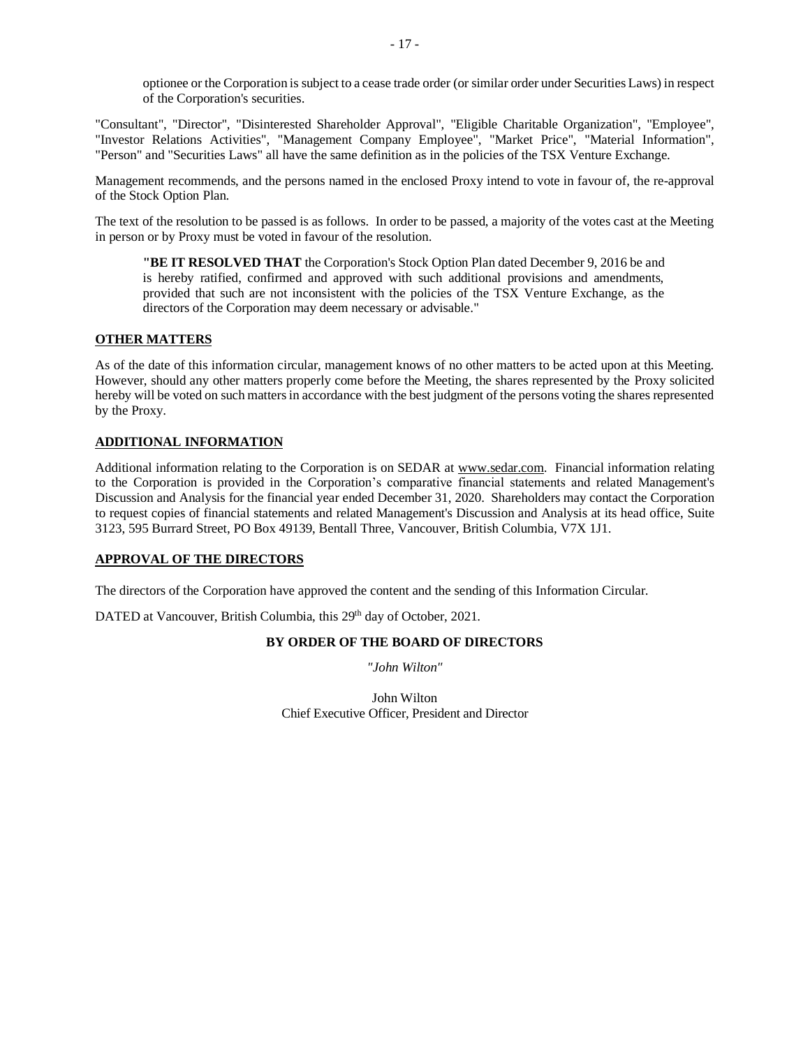optionee or the Corporation is subject to a cease trade order (or similar order under Securities Laws) in respect of the Corporation's securities.

"Consultant", "Director", "Disinterested Shareholder Approval", "Eligible Charitable Organization", "Employee", "Investor Relations Activities", "Management Company Employee", "Market Price", "Material Information", "Person" and "Securities Laws" all have the same definition as in the policies of the TSX Venture Exchange.

Management recommends, and the persons named in the enclosed Proxy intend to vote in favour of, the re-approval of the Stock Option Plan.

The text of the resolution to be passed is as follows. In order to be passed, a majority of the votes cast at the Meeting in person or by Proxy must be voted in favour of the resolution.

> **"BE IT RESOLVED THAT** the Corporation's Stock Option Plan dated December 9, 2016 be and is hereby ratified, confirmed and approved with such additional provisions and amendments, provided that such are not inconsistent with the policies of the TSX Venture Exchange, as the directors of the Corporation may deem necessary or advisable."

## OTHER MATTERS

As of the date of this information circular, management knows of no other matters to be acted upon at this Meeting. However, should any other matters properly come before the Meeting, the shares represented by the Proxy solicited hereby will be voted on such matters in accordance with the best judgment of the persons voting the shares represented by the Proxy.

## ADDITIONAL INFORMATION

Additional information relating to the Corporation is on SEDAR at www.sedar.com. Financial information relating to the Corporation is provided in the Corporation's comparative financial statements and related Management's Discussion and Analysis for the financial year ended December 31, 2020. Shareholders may contact the Corporation to request copies of financial statements and related Management's Discussion and Analysis at its head office, Suite 3123, 595 Burrard Street, PO Box 49139, Bentall Three, Vancouver, British Columbia, V7X 1J1.

## APPROVAL OF THE DIRECTORS

The directors of the Corporation have approved the content and the sending of this Information Circular.

DATED at Vancouver, British Columbia, this 29th day of October, 2021.

**BY ORDER OF THE BOARD OF DIRECTORS**

*"John Wilton"*

John Wilton
Chief Executive Officer, President and Director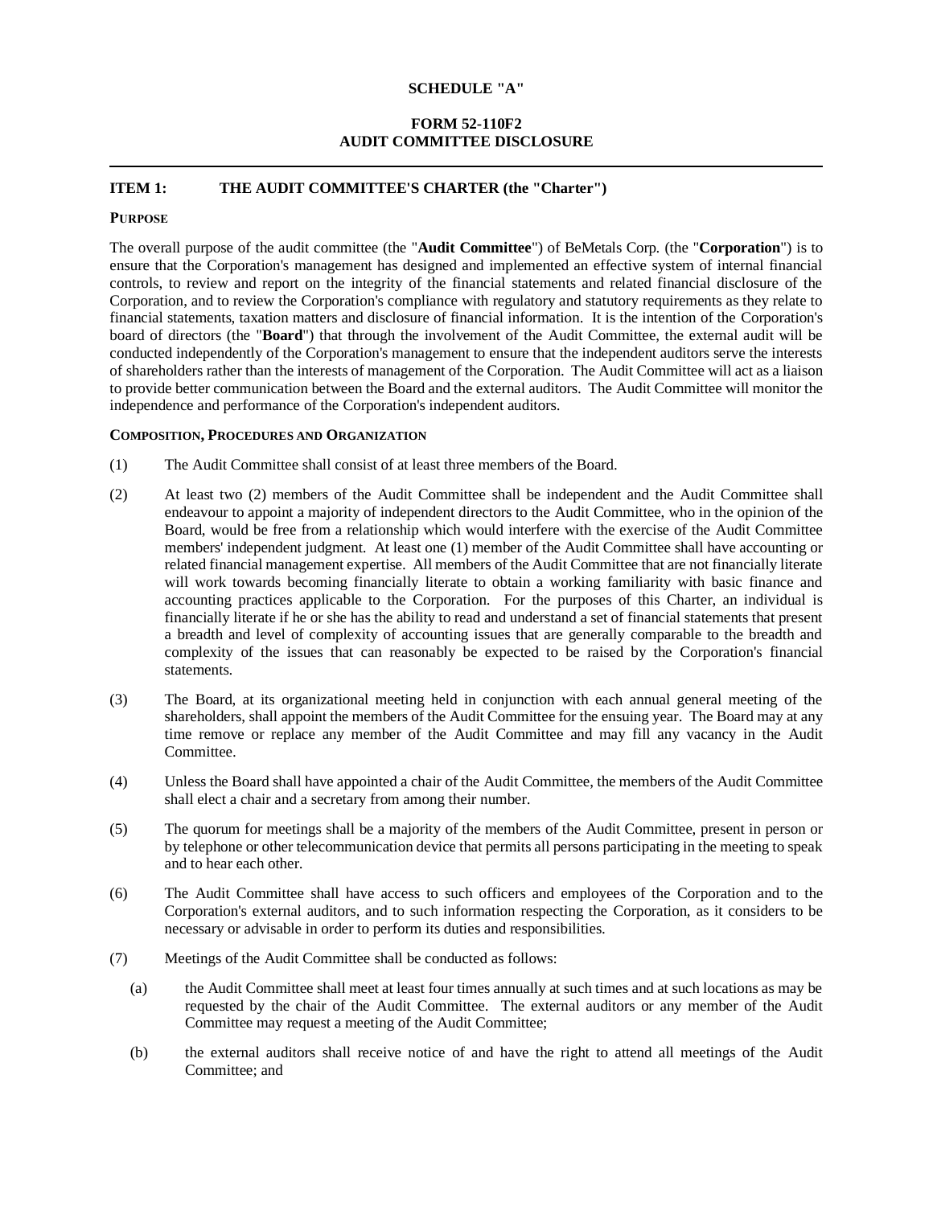**SCHEDULE "A"**

**FORM 52-110F2**
**AUDIT COMMITTEE DISCLOSURE**

---

## ITEM 1: THE AUDIT COMMITTEE'S CHARTER (the "Charter")

### PURPOSE

The overall purpose of the audit committee (the "**Audit Committee**") of BeMetals Corp. (the "**Corporation**") is to ensure that the Corporation's management has designed and implemented an effective system of internal financial controls, to review and report on the integrity of the financial statements and related financial disclosure of the Corporation, and to review the Corporation's compliance with regulatory and statutory requirements as they relate to financial statements, taxation matters and disclosure of financial information. It is the intention of the Corporation's board of directors (the "**Board**") that through the involvement of the Audit Committee, the external audit will be conducted independently of the Corporation's management to ensure that the independent auditors serve the interests of shareholders rather than the interests of management of the Corporation. The Audit Committee will act as a liaison to provide better communication between the Board and the external auditors. The Audit Committee will monitor the independence and performance of the Corporation's independent auditors.

### COMPOSITION, PROCEDURES AND ORGANIZATION

(1) The Audit Committee shall consist of at least three members of the Board.

(2) At least two (2) members of the Audit Committee shall be independent and the Audit Committee shall endeavour to appoint a majority of independent directors to the Audit Committee, who in the opinion of the Board, would be free from a relationship which would interfere with the exercise of the Audit Committee members' independent judgment. At least one (1) member of the Audit Committee shall have accounting or related financial management expertise. All members of the Audit Committee that are not financially literate will work towards becoming financially literate to obtain a working familiarity with basic finance and accounting practices applicable to the Corporation. For the purposes of this Charter, an individual is financially literate if he or she has the ability to read and understand a set of financial statements that present a breadth and level of complexity of accounting issues that are generally comparable to the breadth and complexity of the issues that can reasonably be expected to be raised by the Corporation's financial statements.

(3) The Board, at its organizational meeting held in conjunction with each annual general meeting of the shareholders, shall appoint the members of the Audit Committee for the ensuing year. The Board may at any time remove or replace any member of the Audit Committee and may fill any vacancy in the Audit Committee.

(4) Unless the Board shall have appointed a chair of the Audit Committee, the members of the Audit Committee shall elect a chair and a secretary from among their number.

(5) The quorum for meetings shall be a majority of the members of the Audit Committee, present in person or by telephone or other telecommunication device that permits all persons participating in the meeting to speak and to hear each other.

(6) The Audit Committee shall have access to such officers and employees of the Corporation and to the Corporation's external auditors, and to such information respecting the Corporation, as it considers to be necessary or advisable in order to perform its duties and responsibilities.

(7) Meetings of the Audit Committee shall be conducted as follows:

   (a) the Audit Committee shall meet at least four times annually at such times and at such locations as may be requested by the chair of the Audit Committee. The external auditors or any member of the Audit Committee may request a meeting of the Audit Committee;

   (b) the external auditors shall receive notice of and have the right to attend all meetings of the Audit Committee; and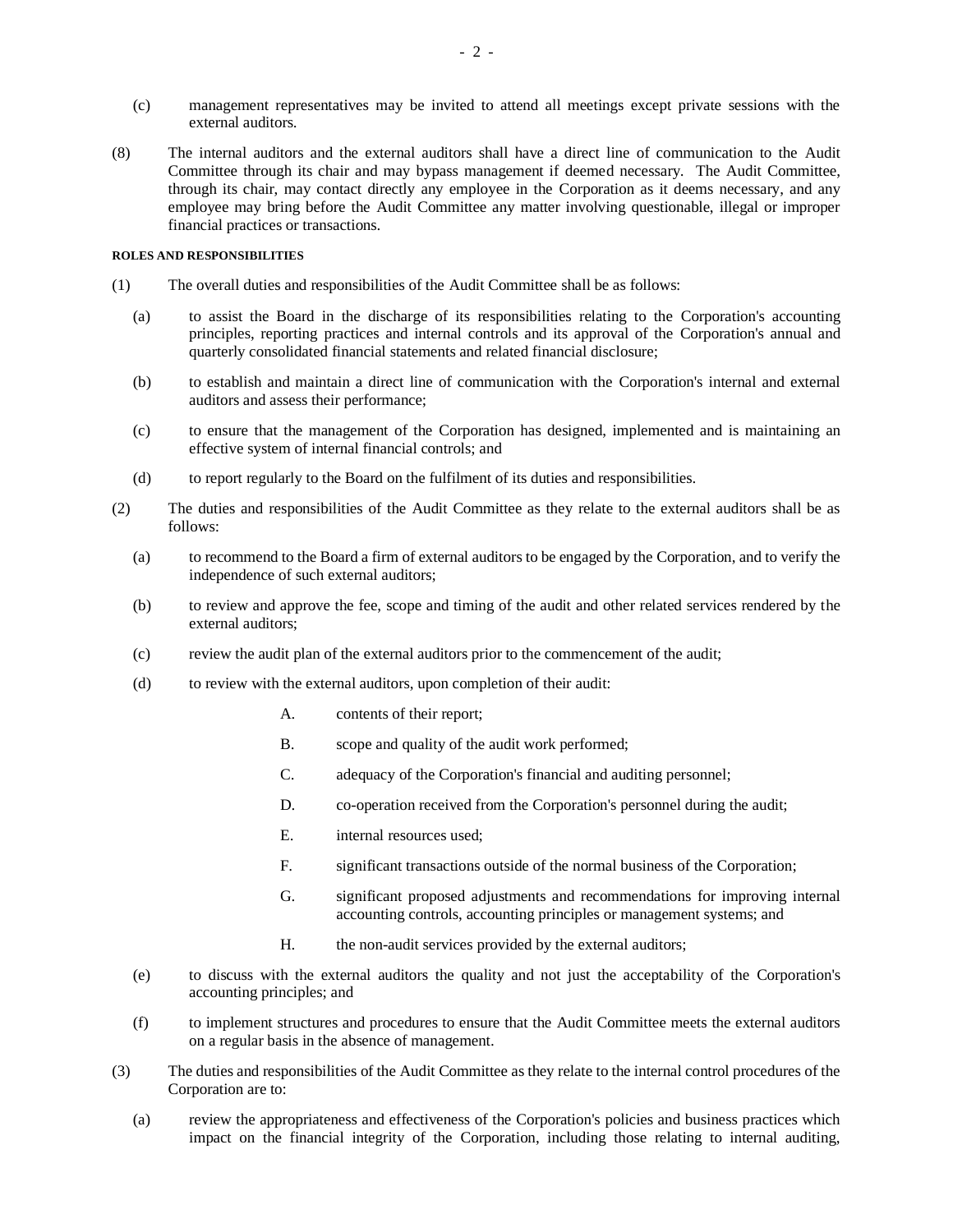(c) management representatives may be invited to attend all meetings except private sessions with the external auditors.

(8) The internal auditors and the external auditors shall have a direct line of communication to the Audit Committee through its chair and may bypass management if deemed necessary. The Audit Committee, through its chair, may contact directly any employee in the Corporation as it deems necessary, and any employee may bring before the Audit Committee any matter involving questionable, illegal or improper financial practices or transactions.

**ROLES AND RESPONSIBILITIES**

(1) The overall duties and responsibilities of the Audit Committee shall be as follows:

(a) to assist the Board in the discharge of its responsibilities relating to the Corporation's accounting principles, reporting practices and internal controls and its approval of the Corporation's annual and quarterly consolidated financial statements and related financial disclosure;

(b) to establish and maintain a direct line of communication with the Corporation's internal and external auditors and assess their performance;

(c) to ensure that the management of the Corporation has designed, implemented and is maintaining an effective system of internal financial controls; and

(d) to report regularly to the Board on the fulfilment of its duties and responsibilities.

(2) The duties and responsibilities of the Audit Committee as they relate to the external auditors shall be as follows:

(a) to recommend to the Board a firm of external auditors to be engaged by the Corporation, and to verify the independence of such external auditors;

(b) to review and approve the fee, scope and timing of the audit and other related services rendered by the external auditors;

(c) review the audit plan of the external auditors prior to the commencement of the audit;

(d) to review with the external auditors, upon completion of their audit:

A. contents of their report;

B. scope and quality of the audit work performed;

C. adequacy of the Corporation's financial and auditing personnel;

D. co-operation received from the Corporation's personnel during the audit;

E. internal resources used;

F. significant transactions outside of the normal business of the Corporation;

G. significant proposed adjustments and recommendations for improving internal accounting controls, accounting principles or management systems; and

H. the non-audit services provided by the external auditors;

(e) to discuss with the external auditors the quality and not just the acceptability of the Corporation's accounting principles; and

(f) to implement structures and procedures to ensure that the Audit Committee meets the external auditors on a regular basis in the absence of management.

(3) The duties and responsibilities of the Audit Committee as they relate to the internal control procedures of the Corporation are to:

(a) review the appropriateness and effectiveness of the Corporation's policies and business practices which impact on the financial integrity of the Corporation, including those relating to internal auditing,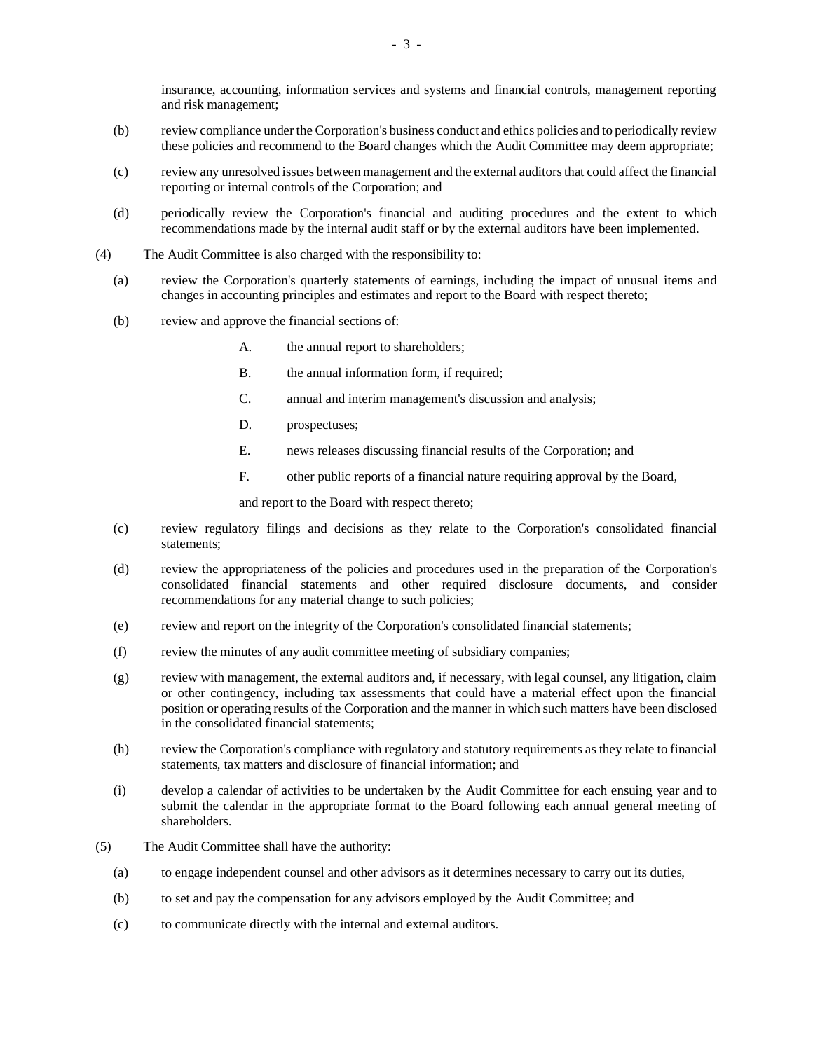insurance, accounting, information services and systems and financial controls, management reporting and risk management;

(b) review compliance under the Corporation's business conduct and ethics policies and to periodically review these policies and recommend to the Board changes which the Audit Committee may deem appropriate;

(c) review any unresolved issues between management and the external auditors that could affect the financial reporting or internal controls of the Corporation; and

(d) periodically review the Corporation's financial and auditing procedures and the extent to which recommendations made by the internal audit staff or by the external auditors have been implemented.

(4) The Audit Committee is also charged with the responsibility to:

(a) review the Corporation's quarterly statements of earnings, including the impact of unusual items and changes in accounting principles and estimates and report to the Board with respect thereto;

(b) review and approve the financial sections of:

A. the annual report to shareholders;

B. the annual information form, if required;

C. annual and interim management's discussion and analysis;

D. prospectuses;

E. news releases discussing financial results of the Corporation; and

F. other public reports of a financial nature requiring approval by the Board,

and report to the Board with respect thereto;

(c) review regulatory filings and decisions as they relate to the Corporation's consolidated financial statements;

(d) review the appropriateness of the policies and procedures used in the preparation of the Corporation's consolidated financial statements and other required disclosure documents, and consider recommendations for any material change to such policies;

(e) review and report on the integrity of the Corporation's consolidated financial statements;

(f) review the minutes of any audit committee meeting of subsidiary companies;

(g) review with management, the external auditors and, if necessary, with legal counsel, any litigation, claim or other contingency, including tax assessments that could have a material effect upon the financial position or operating results of the Corporation and the manner in which such matters have been disclosed in the consolidated financial statements;

(h) review the Corporation's compliance with regulatory and statutory requirements as they relate to financial statements, tax matters and disclosure of financial information; and

(i) develop a calendar of activities to be undertaken by the Audit Committee for each ensuing year and to submit the calendar in the appropriate format to the Board following each annual general meeting of shareholders.

(5) The Audit Committee shall have the authority:

(a) to engage independent counsel and other advisors as it determines necessary to carry out its duties,

(b) to set and pay the compensation for any advisors employed by the Audit Committee; and

(c) to communicate directly with the internal and external auditors.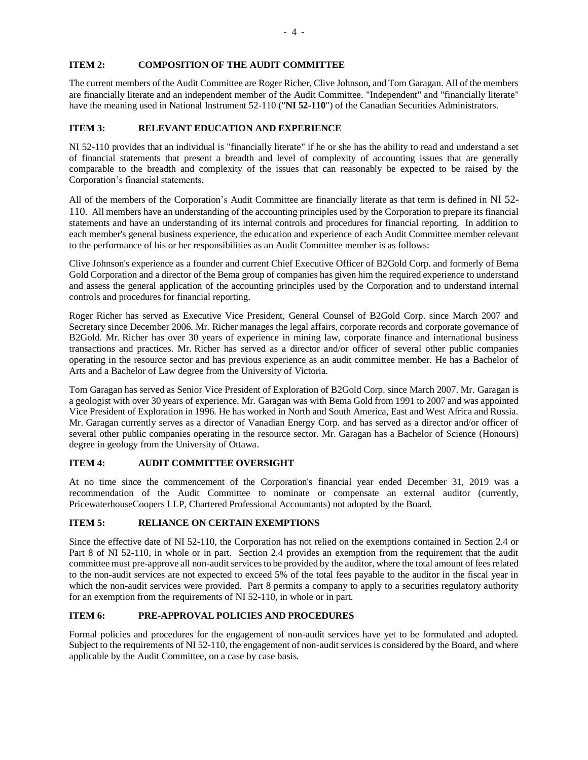## ITEM 2: COMPOSITION OF THE AUDIT COMMITTEE

The current members of the Audit Committee are Roger Richer, Clive Johnson, and Tom Garagan. All of the members are financially literate and an independent member of the Audit Committee. "Independent" and "financially literate" have the meaning used in National Instrument 52-110 ("**NI 52-110**") of the Canadian Securities Administrators.

## ITEM 3: RELEVANT EDUCATION AND EXPERIENCE

NI 52-110 provides that an individual is "financially literate" if he or she has the ability to read and understand a set of financial statements that present a breadth and level of complexity of accounting issues that are generally comparable to the breadth and complexity of the issues that can reasonably be expected to be raised by the Corporation's financial statements.

All of the members of the Corporation's Audit Committee are financially literate as that term is defined in NI 52-110. All members have an understanding of the accounting principles used by the Corporation to prepare its financial statements and have an understanding of its internal controls and procedures for financial reporting. In addition to each member's general business experience, the education and experience of each Audit Committee member relevant to the performance of his or her responsibilities as an Audit Committee member is as follows:

Clive Johnson's experience as a founder and current Chief Executive Officer of B2Gold Corp. and formerly of Bema Gold Corporation and a director of the Bema group of companies has given him the required experience to understand and assess the general application of the accounting principles used by the Corporation and to understand internal controls and procedures for financial reporting.

Roger Richer has served as Executive Vice President, General Counsel of B2Gold Corp. since March 2007 and Secretary since December 2006. Mr. Richer manages the legal affairs, corporate records and corporate governance of B2Gold. Mr. Richer has over 30 years of experience in mining law, corporate finance and international business transactions and practices. Mr. Richer has served as a director and/or officer of several other public companies operating in the resource sector and has previous experience as an audit committee member. He has a Bachelor of Arts and a Bachelor of Law degree from the University of Victoria.

Tom Garagan has served as Senior Vice President of Exploration of B2Gold Corp. since March 2007. Mr. Garagan is a geologist with over 30 years of experience. Mr. Garagan was with Bema Gold from 1991 to 2007 and was appointed Vice President of Exploration in 1996. He has worked in North and South America, East and West Africa and Russia. Mr. Garagan currently serves as a director of Vanadian Energy Corp. and has served as a director and/or officer of several other public companies operating in the resource sector. Mr. Garagan has a Bachelor of Science (Honours) degree in geology from the University of Ottawa.

## ITEM 4: AUDIT COMMITTEE OVERSIGHT

At no time since the commencement of the Corporation's financial year ended December 31, 2019 was a recommendation of the Audit Committee to nominate or compensate an external auditor (currently, PricewaterhouseCoopers LLP, Chartered Professional Accountants) not adopted by the Board.

## ITEM 5: RELIANCE ON CERTAIN EXEMPTIONS

Since the effective date of NI 52-110, the Corporation has not relied on the exemptions contained in Section 2.4 or Part 8 of NI 52-110, in whole or in part. Section 2.4 provides an exemption from the requirement that the audit committee must pre-approve all non-audit services to be provided by the auditor, where the total amount of fees related to the non-audit services are not expected to exceed 5% of the total fees payable to the auditor in the fiscal year in which the non-audit services were provided. Part 8 permits a company to apply to a securities regulatory authority for an exemption from the requirements of NI 52-110, in whole or in part.

## ITEM 6: PRE-APPROVAL POLICIES AND PROCEDURES

Formal policies and procedures for the engagement of non-audit services have yet to be formulated and adopted. Subject to the requirements of NI 52-110, the engagement of non-audit services is considered by the Board, and where applicable by the Audit Committee, on a case by case basis.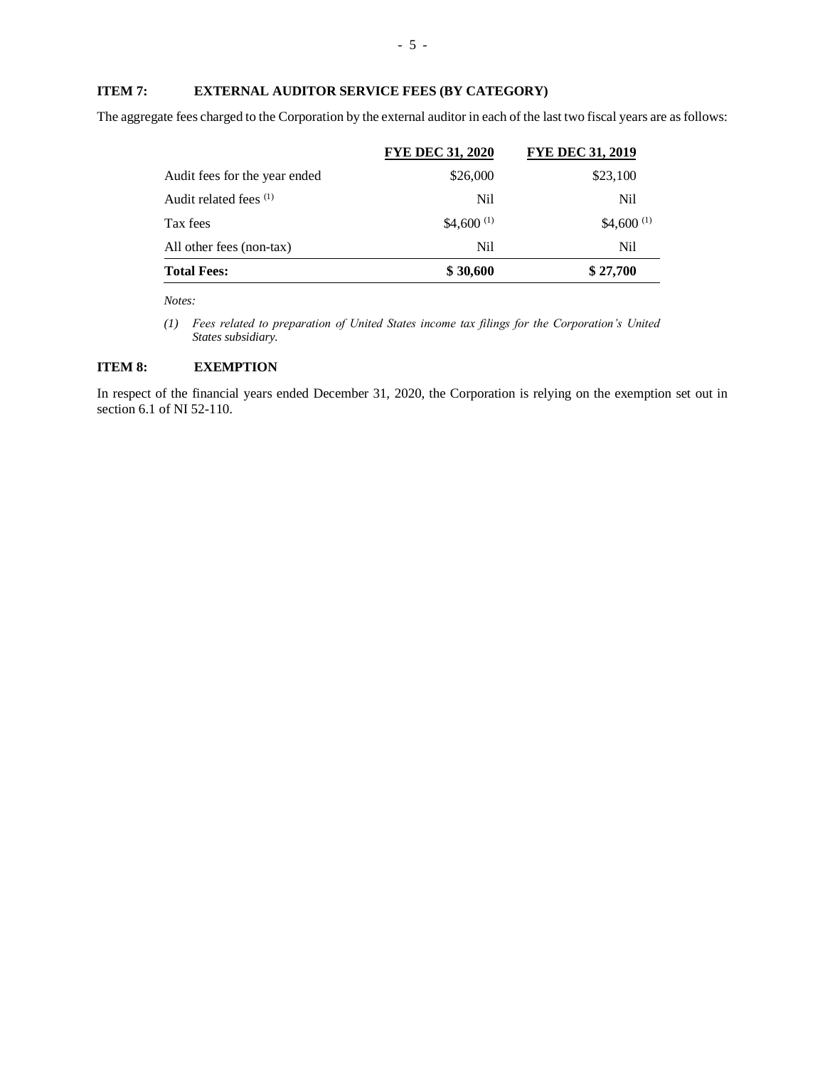## ITEM 7: EXTERNAL AUDITOR SERVICE FEES (BY CATEGORY)

The aggregate fees charged to the Corporation by the external auditor in each of the last two fiscal years are as follows:

| | FYE DEC 31, 2020 | FYE DEC 31, 2019 |
|---|---|---|
| Audit fees for the year ended | $26,000 | $23,100 |
| Audit related fees [1] | Nil | Nil |
| Tax fees | $4,600 [1] | $4,600 [1] |
| All other fees (non-tax) | Nil | Nil |
| **Total Fees:** | **$ 30,600** | **$ 27,700** |

*Notes:*

*(1) Fees related to preparation of United States income tax filings for the Corporation's United States subsidiary.*

## ITEM 8: EXEMPTION

In respect of the financial years ended December 31, 2020, the Corporation is relying on the exemption set out in section 6.1 of NI 52-110.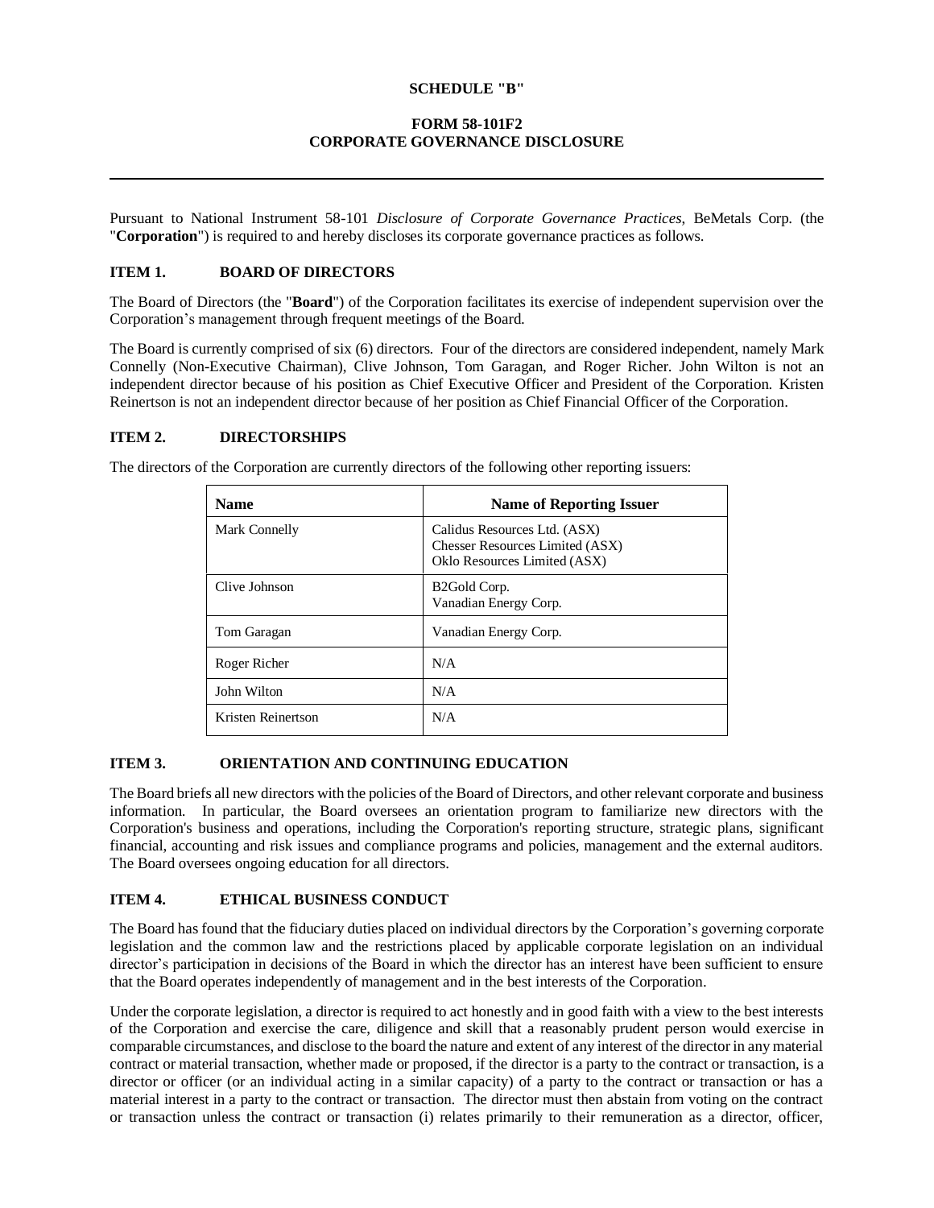**SCHEDULE "B"**

**FORM 58-101F2**
**CORPORATE GOVERNANCE DISCLOSURE**

---

Pursuant to National Instrument 58-101 *Disclosure of Corporate Governance Practices*, BeMetals Corp. (the "**Corporation**") is required to and hereby discloses its corporate governance practices as follows.

## ITEM 1. BOARD OF DIRECTORS

The Board of Directors (the "**Board**") of the Corporation facilitates its exercise of independent supervision over the Corporation's management through frequent meetings of the Board.

The Board is currently comprised of six (6) directors. Four of the directors are considered independent, namely Mark Connelly (Non-Executive Chairman), Clive Johnson, Tom Garagan, and Roger Richer. John Wilton is not an independent director because of his position as Chief Executive Officer and President of the Corporation. Kristen Reinertson is not an independent director because of her position as Chief Financial Officer of the Corporation.

## ITEM 2. DIRECTORSHIPS

The directors of the Corporation are currently directors of the following other reporting issuers:

| Name | Name of Reporting Issuer |
|---|---|
| Mark Connelly | Calidus Resources Ltd. (ASX)<br>Chesser Resources Limited (ASX)<br>Oklo Resources Limited (ASX) |
| Clive Johnson | B2Gold Corp.<br>Vanadian Energy Corp. |
| Tom Garagan | Vanadian Energy Corp. |
| Roger Richer | N/A |
| John Wilton | N/A |
| Kristen Reinertson | N/A |

## ITEM 3. ORIENTATION AND CONTINUING EDUCATION

The Board briefs all new directors with the policies of the Board of Directors, and other relevant corporate and business information. In particular, the Board oversees an orientation program to familiarize new directors with the Corporation's business and operations, including the Corporation's reporting structure, strategic plans, significant financial, accounting and risk issues and compliance programs and policies, management and the external auditors. The Board oversees ongoing education for all directors.

## ITEM 4. ETHICAL BUSINESS CONDUCT

The Board has found that the fiduciary duties placed on individual directors by the Corporation's governing corporate legislation and the common law and the restrictions placed by applicable corporate legislation on an individual director's participation in decisions of the Board in which the director has an interest have been sufficient to ensure that the Board operates independently of management and in the best interests of the Corporation.

Under the corporate legislation, a director is required to act honestly and in good faith with a view to the best interests of the Corporation and exercise the care, diligence and skill that a reasonably prudent person would exercise in comparable circumstances, and disclose to the board the nature and extent of any interest of the director in any material contract or material transaction, whether made or proposed, if the director is a party to the contract or transaction, is a director or officer (or an individual acting in a similar capacity) of a party to the contract or transaction or has a material interest in a party to the contract or transaction. The director must then abstain from voting on the contract or transaction unless the contract or transaction (i) relates primarily to their remuneration as a director, officer,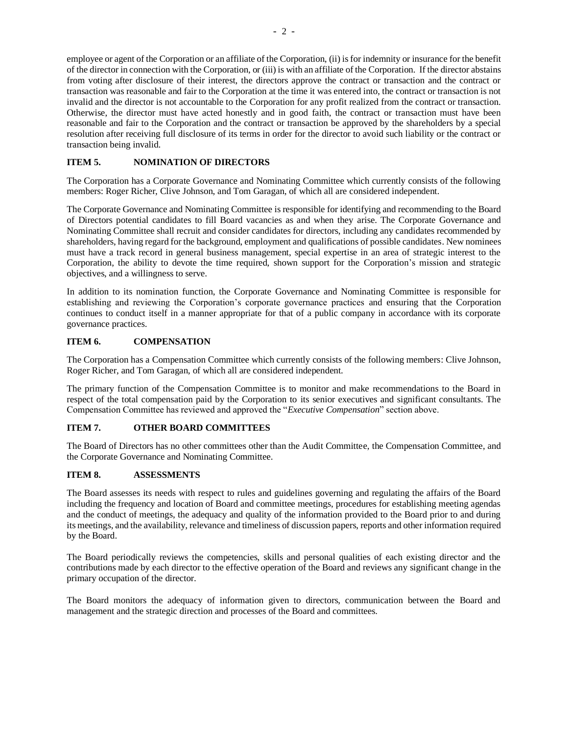employee or agent of the Corporation or an affiliate of the Corporation, (ii) is for indemnity or insurance for the benefit of the director in connection with the Corporation, or (iii) is with an affiliate of the Corporation. If the director abstains from voting after disclosure of their interest, the directors approve the contract or transaction and the contract or transaction was reasonable and fair to the Corporation at the time it was entered into, the contract or transaction is not invalid and the director is not accountable to the Corporation for any profit realized from the contract or transaction. Otherwise, the director must have acted honestly and in good faith, the contract or transaction must have been reasonable and fair to the Corporation and the contract or transaction be approved by the shareholders by a special resolution after receiving full disclosure of its terms in order for the director to avoid such liability or the contract or transaction being invalid.

### ITEM 5. NOMINATION OF DIRECTORS

The Corporation has a Corporate Governance and Nominating Committee which currently consists of the following members: Roger Richer, Clive Johnson, and Tom Garagan, of which all are considered independent.

The Corporate Governance and Nominating Committee is responsible for identifying and recommending to the Board of Directors potential candidates to fill Board vacancies as and when they arise. The Corporate Governance and Nominating Committee shall recruit and consider candidates for directors, including any candidates recommended by shareholders, having regard for the background, employment and qualifications of possible candidates. New nominees must have a track record in general business management, special expertise in an area of strategic interest to the Corporation, the ability to devote the time required, shown support for the Corporation's mission and strategic objectives, and a willingness to serve.

In addition to its nomination function, the Corporate Governance and Nominating Committee is responsible for establishing and reviewing the Corporation's corporate governance practices and ensuring that the Corporation continues to conduct itself in a manner appropriate for that of a public company in accordance with its corporate governance practices.

### ITEM 6. COMPENSATION

The Corporation has a Compensation Committee which currently consists of the following members: Clive Johnson, Roger Richer, and Tom Garagan, of which all are considered independent.

The primary function of the Compensation Committee is to monitor and make recommendations to the Board in respect of the total compensation paid by the Corporation to its senior executives and significant consultants. The Compensation Committee has reviewed and approved the "*Executive Compensation*" section above.

### ITEM 7. OTHER BOARD COMMITTEES

The Board of Directors has no other committees other than the Audit Committee, the Compensation Committee, and the Corporate Governance and Nominating Committee.

### ITEM 8. ASSESSMENTS

The Board assesses its needs with respect to rules and guidelines governing and regulating the affairs of the Board including the frequency and location of Board and committee meetings, procedures for establishing meeting agendas and the conduct of meetings, the adequacy and quality of the information provided to the Board prior to and during its meetings, and the availability, relevance and timeliness of discussion papers, reports and other information required by the Board.

The Board periodically reviews the competencies, skills and personal qualities of each existing director and the contributions made by each director to the effective operation of the Board and reviews any significant change in the primary occupation of the director.

The Board monitors the adequacy of information given to directors, communication between the Board and management and the strategic direction and processes of the Board and committees.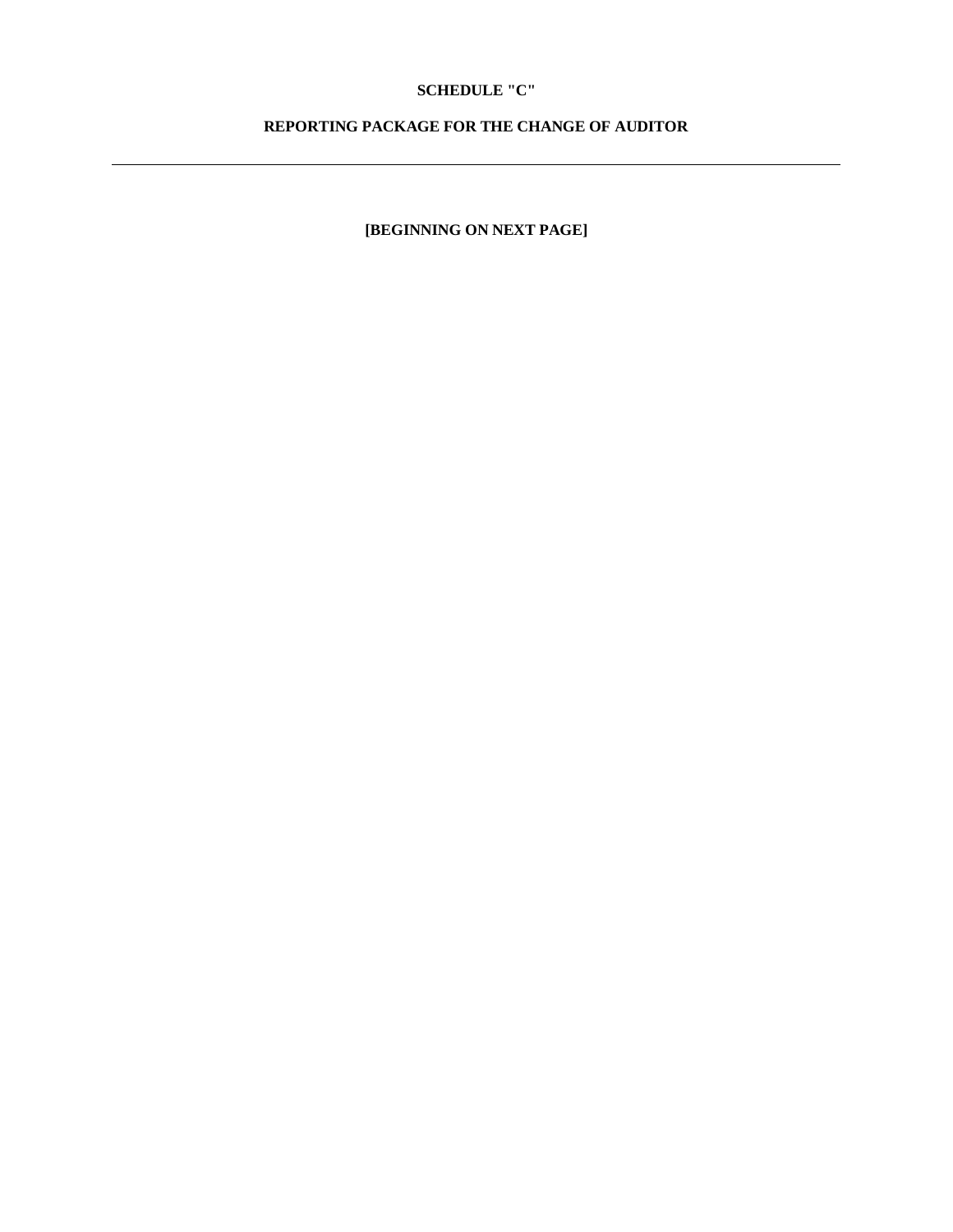**SCHEDULE "C"**

**REPORTING PACKAGE FOR THE CHANGE OF AUDITOR**

---

**[BEGINNING ON NEXT PAGE]**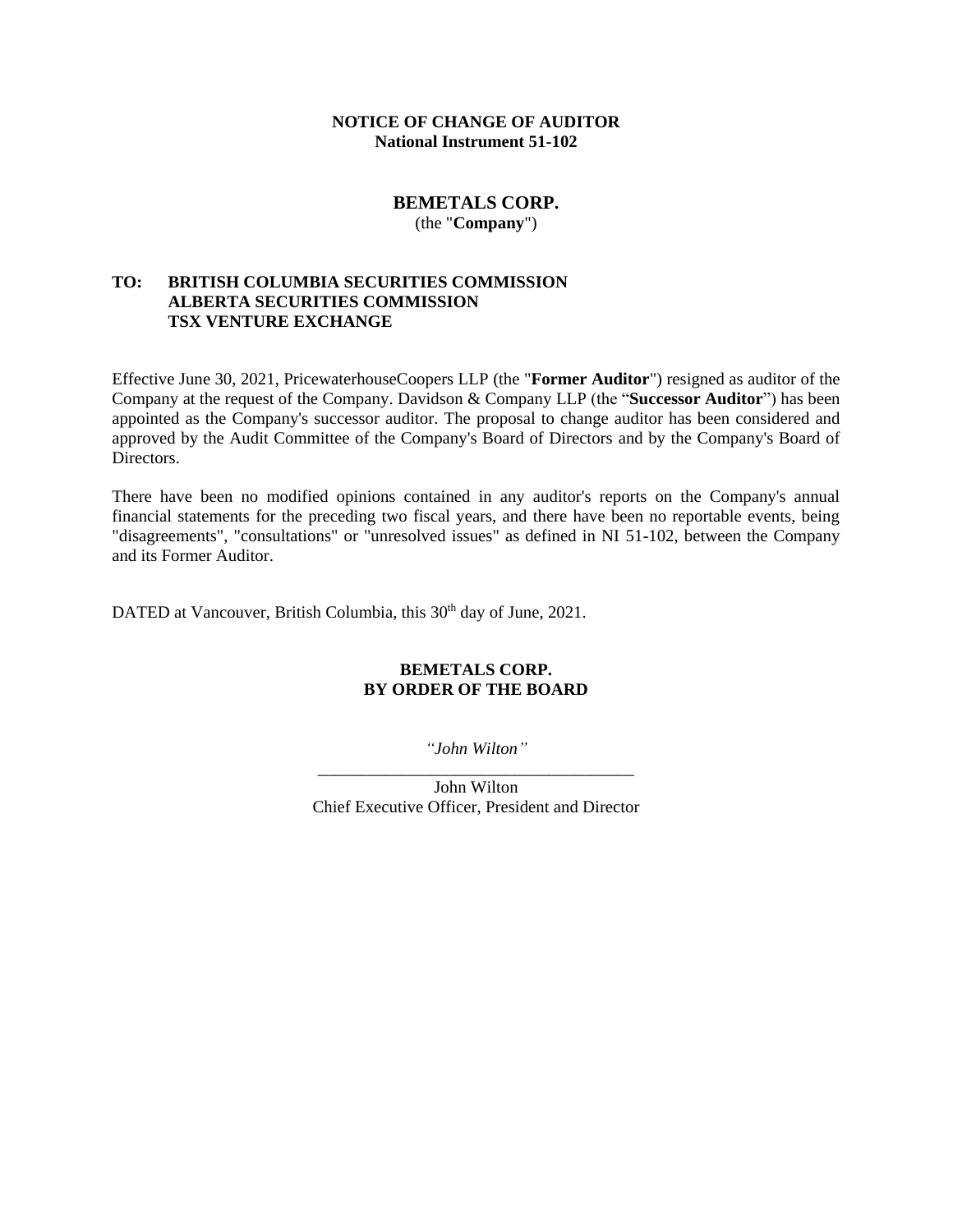**NOTICE OF CHANGE OF AUDITOR**
**National Instrument 51-102**

**BEMETALS CORP.**
(the "**Company**")

**TO: BRITISH COLUMBIA SECURITIES COMMISSION**
**ALBERTA SECURITIES COMMISSION**
**TSX VENTURE EXCHANGE**

Effective June 30, 2021, PricewaterhouseCoopers LLP (the "**Former Auditor**") resigned as auditor of the Company at the request of the Company. Davidson & Company LLP (the "**Successor Auditor**") has been appointed as the Company's successor auditor. The proposal to change auditor has been considered and approved by the Audit Committee of the Company's Board of Directors and by the Company's Board of Directors.

There have been no modified opinions contained in any auditor's reports on the Company's annual financial statements for the preceding two fiscal years, and there have been no reportable events, being "disagreements", "consultations" or "unresolved issues" as defined in NI 51-102, between the Company and its Former Auditor.

DATED at Vancouver, British Columbia, this 30th day of June, 2021.

**BEMETALS CORP.**
**BY ORDER OF THE BOARD**

*"John Wilton"*

_____________________________________

John Wilton
Chief Executive Officer, President and Director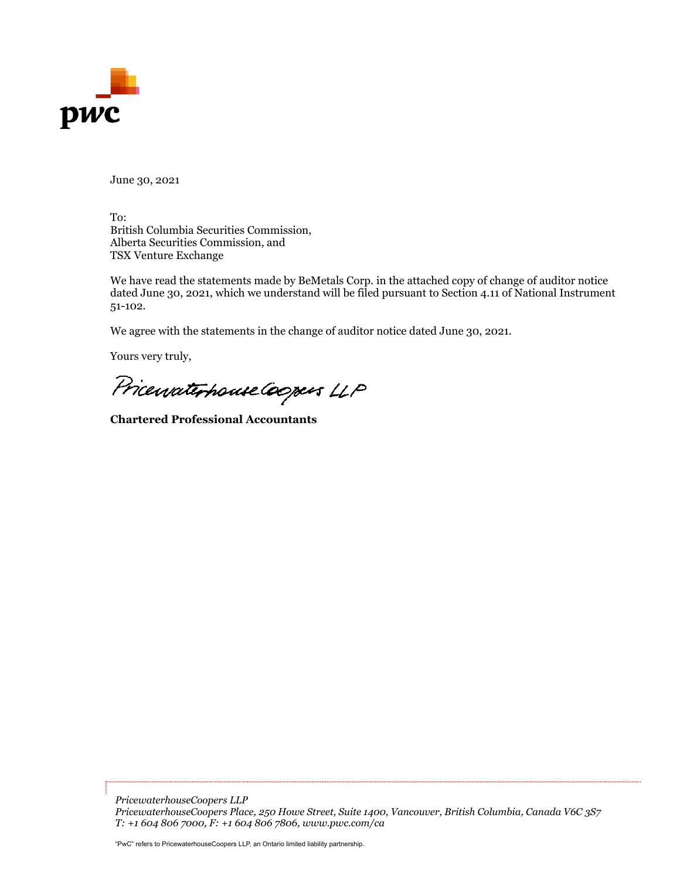pwc

June 30, 2021

To:
British Columbia Securities Commission,
Alberta Securities Commission, and
TSX Venture Exchange

We have read the statements made by BeMetals Corp. in the attached copy of change of auditor notice dated June 30, 2021, which we understand will be filed pursuant to Section 4.11 of National Instrument 51-102.

We agree with the statements in the change of auditor notice dated June 30, 2021.

Yours very truly,

PricewaterhouseCoopers LLP

**Chartered Professional Accountants**

*PricewaterhouseCoopers LLP*
*PricewaterhouseCoopers Place, 250 Howe Street, Suite 1400, Vancouver, British Columbia, Canada V6C 3S7*
*T: +1 604 806 7000, F: +1 604 806 7806, www.pwc.com/ca*

"PwC" refers to PricewaterhouseCoopers LLP, an Ontario limited liability partnership.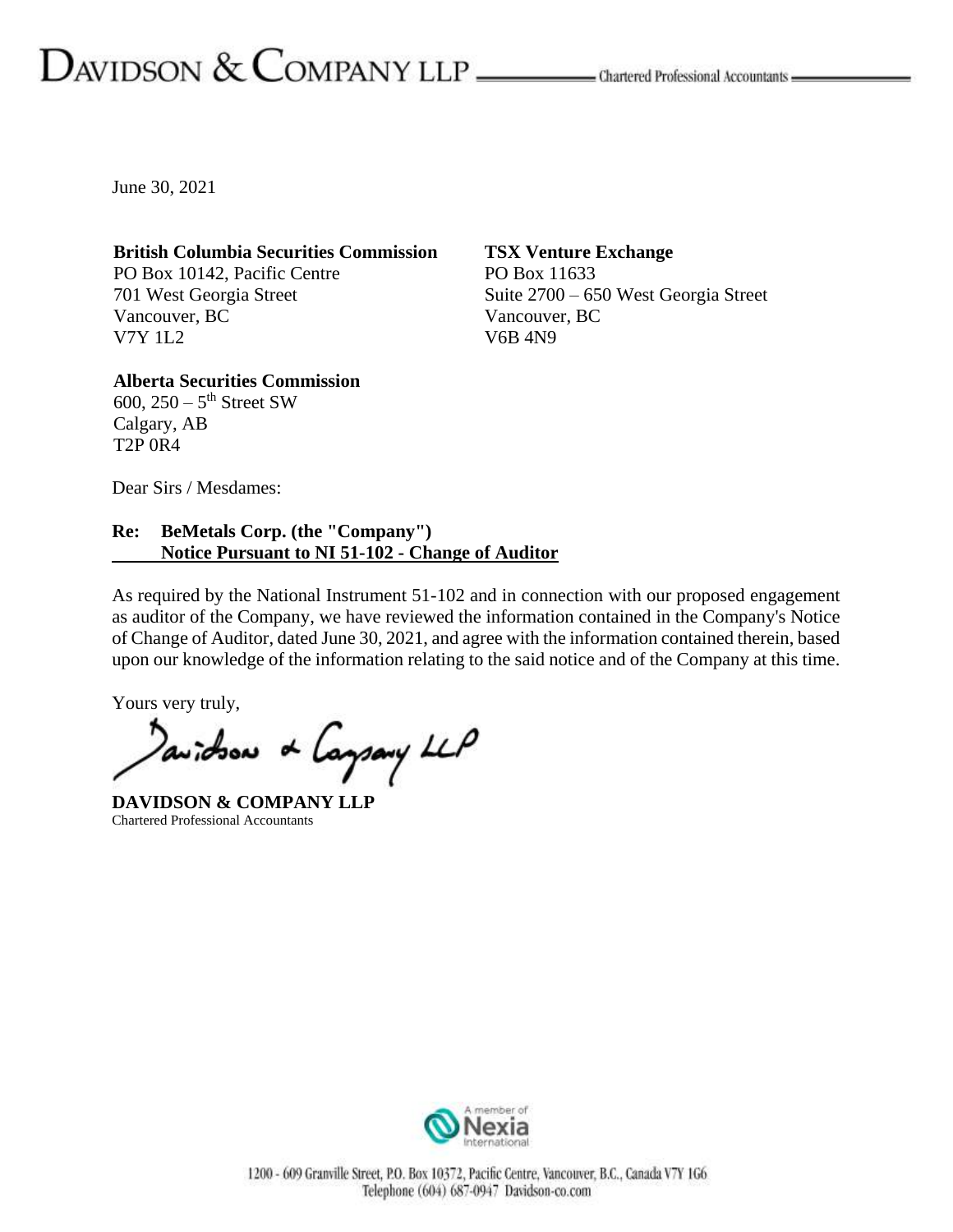DAVIDSON & COMPANY LLP — Chartered Professional Accountants

June 30, 2021

**British Columbia Securities Commission**
PO Box 10142, Pacific Centre
701 West Georgia Street
Vancouver, BC
V7Y 1L2

**TSX Venture Exchange**
PO Box 11633
Suite 2700 – 650 West Georgia Street
Vancouver, BC
V6B 4N9

**Alberta Securities Commission**
600, 250 – 5th Street SW
Calgary, AB
T2P 0R4

Dear Sirs / Mesdames:

**Re: BeMetals Corp. (the "Company")**
**Notice Pursuant to NI 51-102 - Change of Auditor**

As required by the National Instrument 51-102 and in connection with our proposed engagement as auditor of the Company, we have reviewed the information contained in the Company's Notice of Change of Auditor, dated June 30, 2021, and agree with the information contained therein, based upon our knowledge of the information relating to the said notice and of the Company at this time.

Yours very truly,

Davidson & Company LLP

**DAVIDSON & COMPANY LLP**
Chartered Professional Accountants

A member of Nexia International

1200 - 609 Granville Street, P.O. Box 10372, Pacific Centre, Vancouver, B.C., Canada V7Y 1G6
Telephone (604) 687-0947 Davidson-co.com